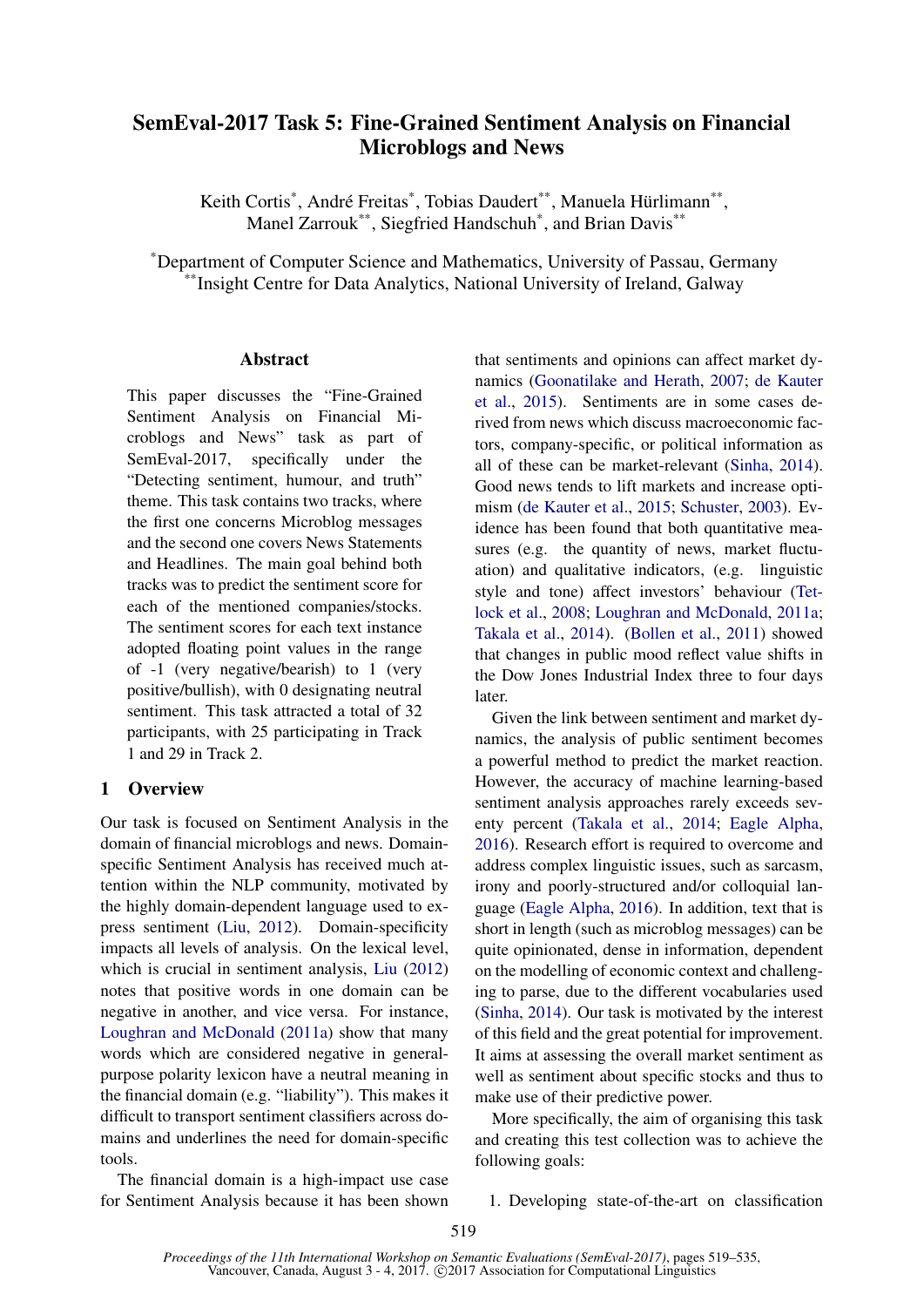# SemEval-2017 Task 5: Fine-Grained Sentiment Analysis on Financial Microblogs and News

Keith Cortis[*], André Freitas[*], Tobias Daudert[**], Manuela Hürlimann[**], Manel Zarrouk[**], Siegfried Handschuh[*], and Brian Davis[**]

[*]Department of Computer Science and Mathematics, University of Passau, Germany
[**]Insight Centre for Data Analytics, National University of Ireland, Galway

## Abstract

This paper discusses the "Fine-Grained Sentiment Analysis on Financial Microblogs and News" task as part of SemEval-2017, specifically under the "Detecting sentiment, humour, and truth" theme. This task contains two tracks, where the first one concerns Microblog messages and the second one covers News Statements and Headlines. The main goal behind both tracks was to predict the sentiment score for each of the mentioned companies/stocks. The sentiment scores for each text instance adopted floating point values in the range of -1 (very negative/bearish) to 1 (very positive/bullish), with 0 designating neutral sentiment. This task attracted a total of 32 participants, with 25 participating in Track 1 and 29 in Track 2.

## 1 Overview

Our task is focused on Sentiment Analysis in the domain of financial microblogs and news. Domain-specific Sentiment Analysis has received much attention within the NLP community, motivated by the highly domain-dependent language used to express sentiment (Liu, 2012). Domain-specificity impacts all levels of analysis. On the lexical level, which is crucial in sentiment analysis, Liu (2012) notes that positive words in one domain can be negative in another, and vice versa. For instance, Loughran and McDonald (2011a) show that many words which are considered negative in general-purpose polarity lexicon have a neutral meaning in the financial domain (e.g. "liability"). This makes it difficult to transport sentiment classifiers across domains and underlines the need for domain-specific tools.

The financial domain is a high-impact use case for Sentiment Analysis because it has been shown that sentiments and opinions can affect market dynamics (Goonatilake and Herath, 2007; de Kauter et al., 2015). Sentiments are in some cases derived from news which discuss macroeconomic factors, company-specific, or political information as all of these can be market-relevant (Sinha, 2014). Good news tends to lift markets and increase optimism (de Kauter et al., 2015; Schuster, 2003). Evidence has been found that both quantitative measures (e.g. the quantity of news, market fluctuation) and qualitative indicators, (e.g. linguistic style and tone) affect investors' behaviour (Tetlock et al., 2008; Loughran and McDonald, 2011a; Takala et al., 2014). (Bollen et al., 2011) showed that changes in public mood reflect value shifts in the Dow Jones Industrial Index three to four days later.

Given the link between sentiment and market dynamics, the analysis of public sentiment becomes a powerful method to predict the market reaction. However, the accuracy of machine learning-based sentiment analysis approaches rarely exceeds seventy percent (Takala et al., 2014; Eagle Alpha, 2016). Research effort is required to overcome and address complex linguistic issues, such as sarcasm, irony and poorly-structured and/or colloquial language (Eagle Alpha, 2016). In addition, text that is short in length (such as microblog messages) can be quite opinionated, dense in information, dependent on the modelling of economic context and challenging to parse, due to the different vocabularies used (Sinha, 2014). Our task is motivated by the interest of this field and the great potential for improvement. It aims at assessing the overall market sentiment as well as sentiment about specific stocks and thus to make use of their predictive power.

More specifically, the aim of organising this task and creating this test collection was to achieve the following goals:

1. Developing state-of-the-art on classification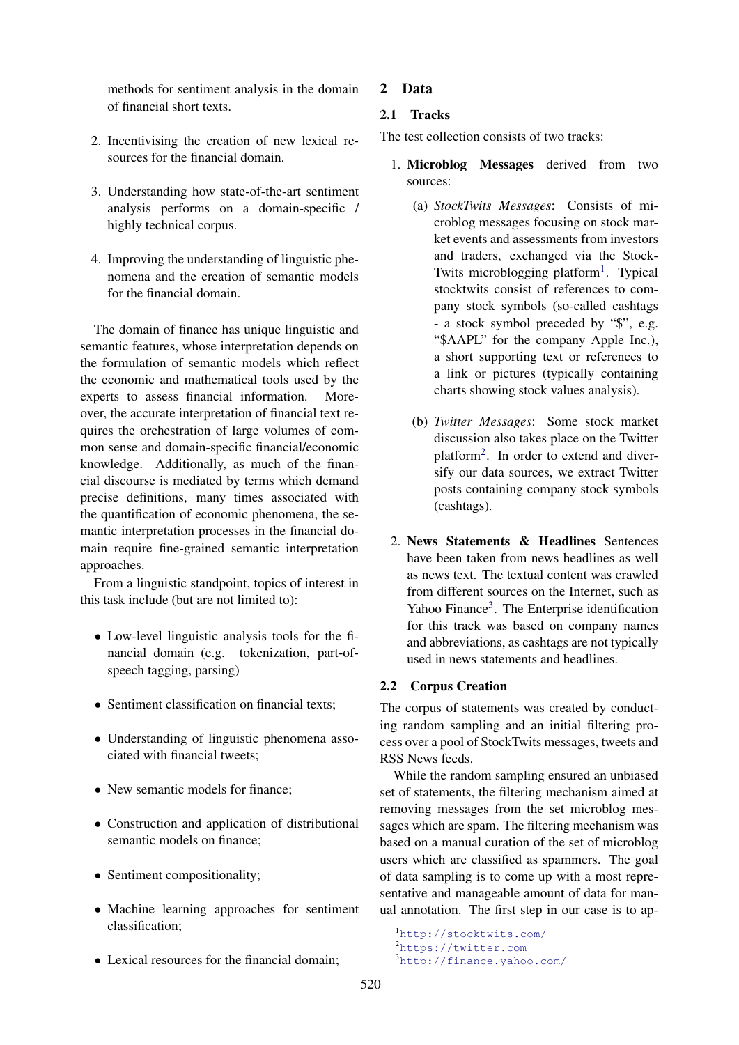methods for sentiment analysis in the domain of financial short texts.

2. Incentivising the creation of new lexical resources for the financial domain.

3. Understanding how state-of-the-art sentiment analysis performs on a domain-specific / highly technical corpus.

4. Improving the understanding of linguistic phenomena and the creation of semantic models for the financial domain.

The domain of finance has unique linguistic and semantic features, whose interpretation depends on the formulation of semantic models which reflect the economic and mathematical tools used by the experts to assess financial information. Moreover, the accurate interpretation of financial text requires the orchestration of large volumes of common sense and domain-specific financial/economic knowledge. Additionally, as much of the financial discourse is mediated by terms which demand precise definitions, many times associated with the quantification of economic phenomena, the semantic interpretation processes in the financial domain require fine-grained semantic interpretation approaches.

From a linguistic standpoint, topics of interest in this task include (but are not limited to):

- Low-level linguistic analysis tools for the financial domain (e.g. tokenization, part-of-speech tagging, parsing)
- Sentiment classification on financial texts;
- Understanding of linguistic phenomena associated with financial tweets;
- New semantic models for finance;
- Construction and application of distributional semantic models on finance;
- Sentiment compositionality;
- Machine learning approaches for sentiment classification;
- Lexical resources for the financial domain;

## 2 Data

### 2.1 Tracks

The test collection consists of two tracks:

1. **Microblog Messages** derived from two sources:
   (a) *StockTwits Messages*: Consists of microblog messages focusing on stock market events and assessments from investors and traders, exchanged via the StockTwits microblogging platform[1]. Typical stocktwits consist of references to company stock symbols (so-called cashtags - a stock symbol preceded by "$", e.g. "$AAPL" for the company Apple Inc.), a short supporting text or references to a link or pictures (typically containing charts showing stock values analysis).

   (b) *Twitter Messages*: Some stock market discussion also takes place on the Twitter platform[2]. In order to extend and diversify our data sources, we extract Twitter posts containing company stock symbols (cashtags).

2. **News Statements & Headlines** Sentences have been taken from news headlines as well as news text. The textual content was crawled from different sources on the Internet, such as Yahoo Finance[3]. The Enterprise identification for this track was based on company names and abbreviations, as cashtags are not typically used in news statements and headlines.

### 2.2 Corpus Creation

The corpus of statements was created by conducting random sampling and an initial filtering process over a pool of StockTwits messages, tweets and RSS News feeds.

While the random sampling ensured an unbiased set of statements, the filtering mechanism aimed at removing messages from the set microblog messages which are spam. The filtering mechanism was based on a manual curation of the set of microblog users which are classified as spammers. The goal of data sampling is to come up with a most representative and manageable amount of data for manual annotation. The first step in our case is to ap-

[1] http://stocktwits.com/
[2] https://twitter.com
[3] http://finance.yahoo.com/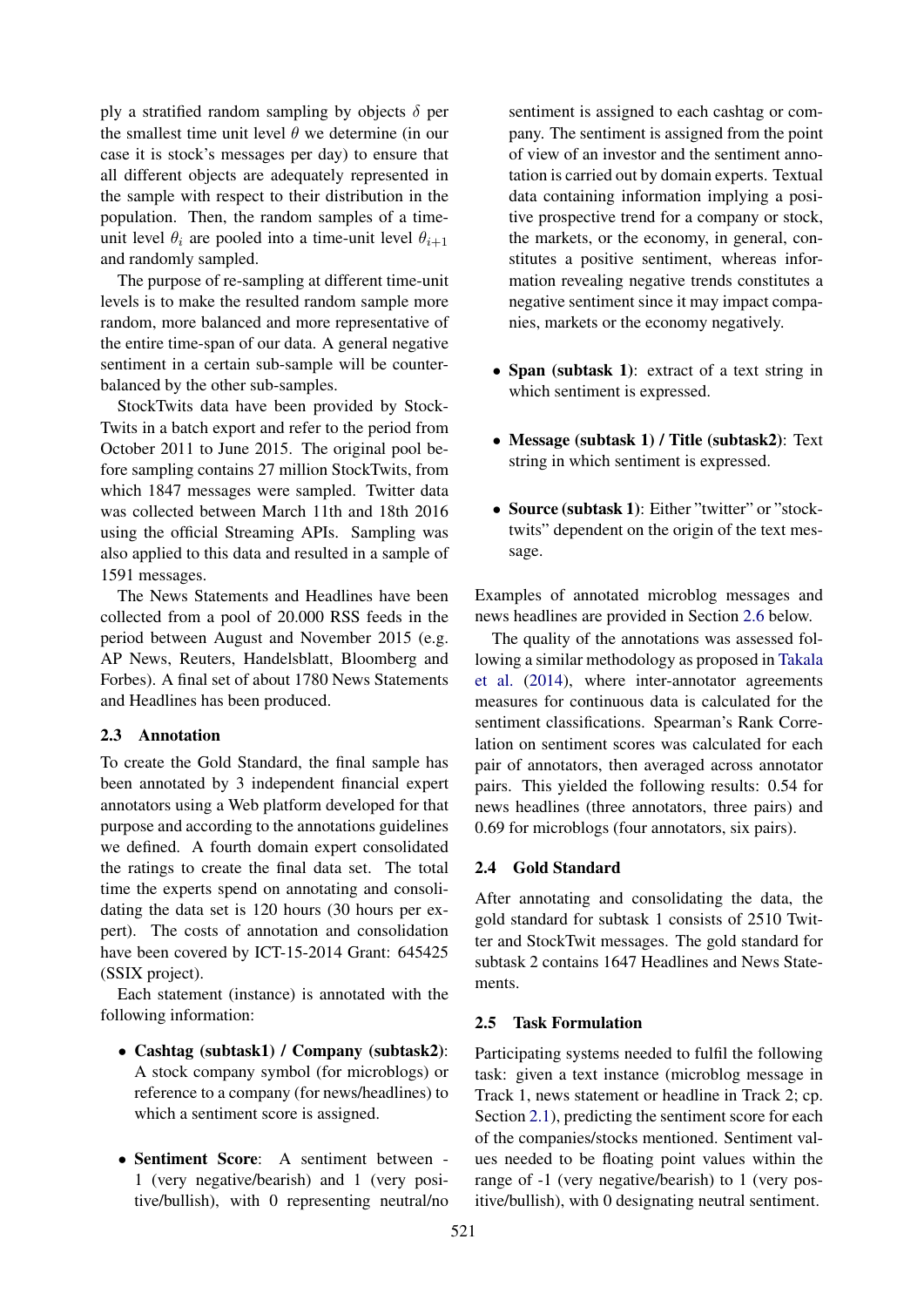ply a stratified random sampling by objects $\delta$ per the smallest time unit level $\theta$ we determine (in our case it is stock's messages per day) to ensure that all different objects are adequately represented in the sample with respect to their distribution in the population. Then, the random samples of a time-unit level $\theta_i$ are pooled into a time-unit level $\theta_{i+1}$ and randomly sampled.

The purpose of re-sampling at different time-unit levels is to make the resulted random sample more random, more balanced and more representative of the entire time-span of our data. A general negative sentiment in a certain sub-sample will be counter-balanced by the other sub-samples.

StockTwits data have been provided by StockTwits in a batch export and refer to the period from October 2011 to June 2015. The original pool before sampling contains 27 million StockTwits, from which 1847 messages were sampled. Twitter data was collected between March 11th and 18th 2016 using the official Streaming APIs. Sampling was also applied to this data and resulted in a sample of 1591 messages.

The News Statements and Headlines have been collected from a pool of 20.000 RSS feeds in the period between August and November 2015 (e.g. AP News, Reuters, Handelsblatt, Bloomberg and Forbes). A final set of about 1780 News Statements and Headlines has been produced.

### 2.3 Annotation

To create the Gold Standard, the final sample has been annotated by 3 independent financial expert annotators using a Web platform developed for that purpose and according to the annotations guidelines we defined. A fourth domain expert consolidated the ratings to create the final data set. The total time the experts spend on annotating and consolidating the data set is 120 hours (30 hours per expert). The costs of annotation and consolidation have been covered by ICT-15-2014 Grant: 645425 (SSIX project).

Each statement (instance) is annotated with the following information:

- **Cashtag (subtask1) / Company (subtask2)**: A stock company symbol (for microblogs) or reference to a company (for news/headlines) to which a sentiment score is assigned.
- **Sentiment Score**: A sentiment between -1 (very negative/bearish) and 1 (very positive/bullish), with 0 representing neutral/no sentiment is assigned to each cashtag or company. The sentiment is assigned from the point of view of an investor and the sentiment annotation is carried out by domain experts. Textual data containing information implying a positive prospective trend for a company or stock, the markets, or the economy, in general, constitutes a positive sentiment, whereas information revealing negative trends constitutes a negative sentiment since it may impact companies, markets or the economy negatively.
- **Span (subtask 1)**: extract of a text string in which sentiment is expressed.
- **Message (subtask 1) / Title (subtask2)**: Text string in which sentiment is expressed.
- **Source (subtask 1)**: Either "twitter" or "stocktwits" dependent on the origin of the text message.

Examples of annotated microblog messages and news headlines are provided in Section 2.6 below.

The quality of the annotations was assessed following a similar methodology as proposed in Takala et al. (2014), where inter-annotator agreements measures for continuous data is calculated for the sentiment classifications. Spearman's Rank Correlation on sentiment scores was calculated for each pair of annotators, then averaged across annotator pairs. This yielded the following results: 0.54 for news headlines (three annotators, three pairs) and 0.69 for microblogs (four annotators, six pairs).

### 2.4 Gold Standard

After annotating and consolidating the data, the gold standard for subtask 1 consists of 2510 Twitter and StockTwit messages. The gold standard for subtask 2 contains 1647 Headlines and News Statements.

### 2.5 Task Formulation

Participating systems needed to fulfil the following task: given a text instance (microblog message in Track 1, news statement or headline in Track 2; cp. Section 2.1), predicting the sentiment score for each of the companies/stocks mentioned. Sentiment values needed to be floating point values within the range of -1 (very negative/bearish) to 1 (very positive/bullish), with 0 designating neutral sentiment.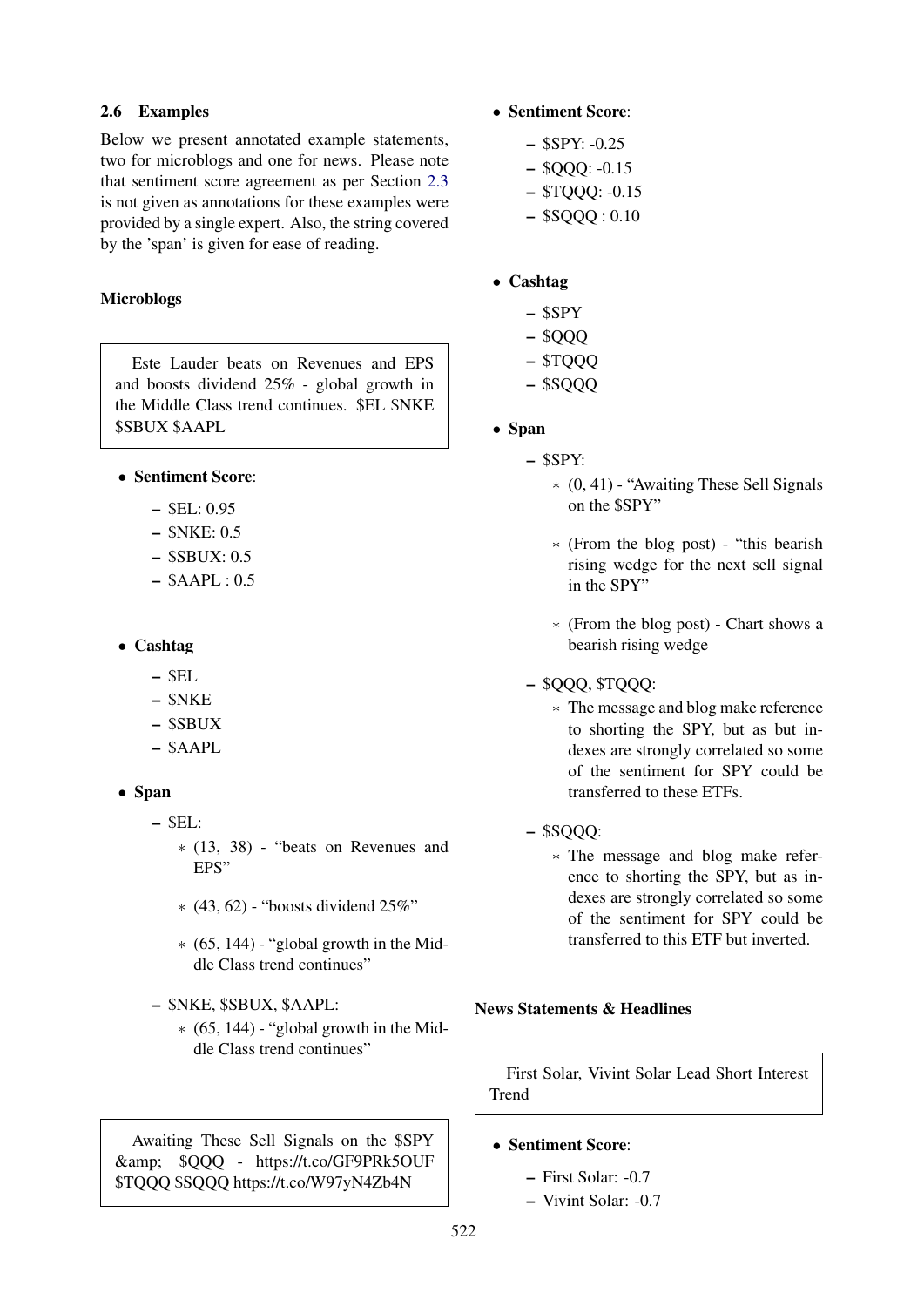### 2.6 Examples

Below we present annotated example statements, two for microblogs and one for news. Please note that sentiment score agreement as per Section 2.3 is not given as annotations for these examples were provided by a single expert. Also, the string covered by the 'span' is given for ease of reading.

#### Microblogs

> Este Lauder beats on Revenues and EPS and boosts dividend 25% - global growth in the Middle Class trend continues. $EL $NKE $SBUX $AAPL

- **Sentiment Score**:
  - $EL: 0.95
  - $NKE: 0.5
  - $SBUX: 0.5
  - $AAPL : 0.5
- **Cashtag**
  - $EL
  - $NKE
  - $SBUX
  - $AAPL
- **Span**
  - $EL:
    - (13, 38) - "beats on Revenues and EPS"
    - (43, 62) - "boosts dividend 25%"
    - (65, 144) - "global growth in the Middle Class trend continues"
  - $NKE, $SBUX, $AAPL:
    - (65, 144) - "global growth in the Middle Class trend continues"

> Awaiting These Sell Signals on the $SPY &amp; $QQQ - https://t.co/GF9PRk5OUF $TQQQ $SQQQ https://t.co/W97yN4Zb4N

- **Sentiment Score**:
  - $SPY: -0.25
  - $QQQ: -0.15
  - $TQQQ: -0.15
  - $SQQQ : 0.10
- **Cashtag**
  - $SPY
  - $QQQ
  - $TQQQ
  - $SQQQ
- **Span**
  - $SPY:
    - (0, 41) - "Awaiting These Sell Signals on the $SPY"
    - (From the blog post) - "this bearish rising wedge for the next sell signal in the SPY"
    - (From the blog post) - Chart shows a bearish rising wedge
  - $QQQ, $TQQQ:
    - The message and blog make reference to shorting the SPY, but as but indexes are strongly correlated so some of the sentiment for SPY could be transferred to these ETFs.
  - $SQQQ:
    - The message and blog make reference to shorting the SPY, but as indexes are strongly correlated so some of the sentiment for SPY could be transferred to this ETF but inverted.

#### News Statements & Headlines

> First Solar, Vivint Solar Lead Short Interest Trend

- **Sentiment Score**:
  - First Solar: -0.7
  - Vivint Solar: -0.7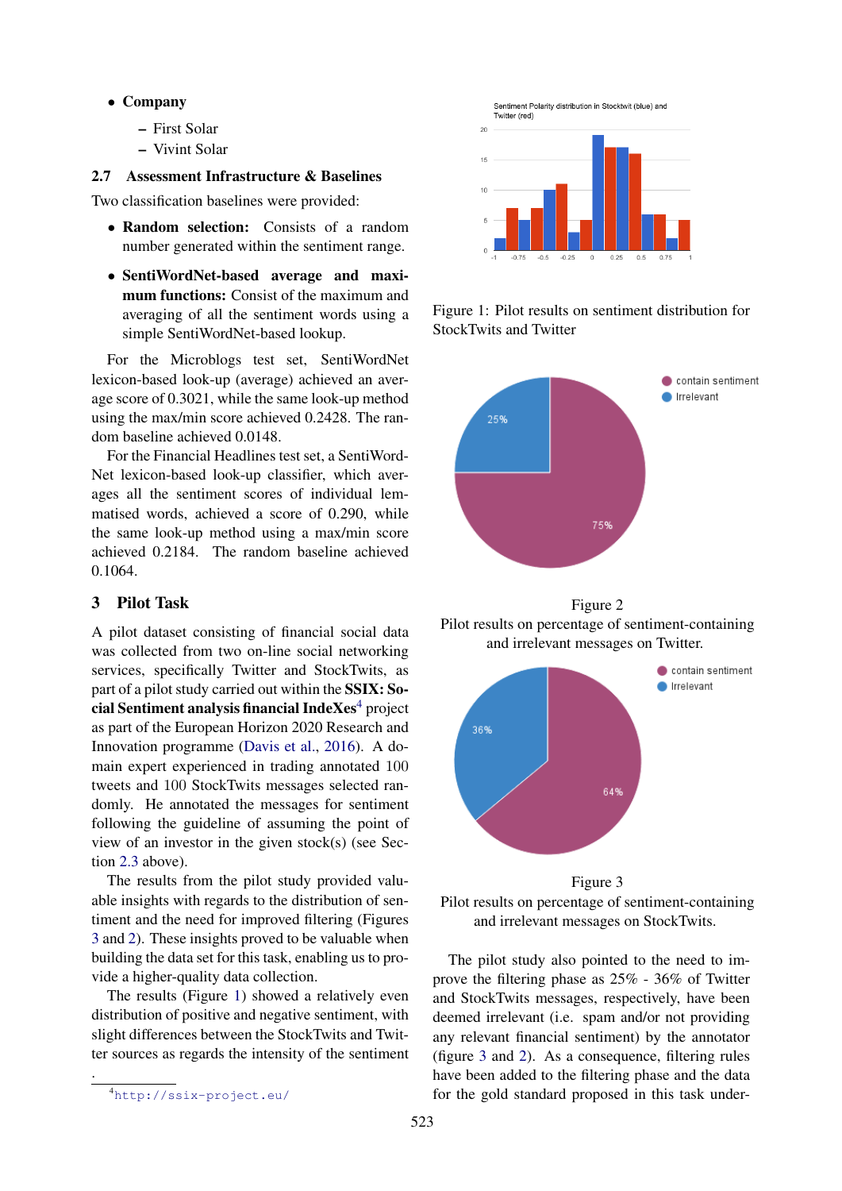- **Company**
  - First Solar
  - Vivint Solar

### 2.7 Assessment Infrastructure & Baselines

Two classification baselines were provided:

- **Random selection:** Consists of a random number generated within the sentiment range.
- **SentiWordNet-based average and maximum functions:** Consist of the maximum and averaging of all the sentiment words using a simple SentiWordNet-based lookup.

For the Microblogs test set, SentiWordNet lexicon-based look-up (average) achieved an average score of 0.3021, while the same look-up method using the max/min score achieved 0.2428. The random baseline achieved 0.0148.

For the Financial Headlines test set, a SentiWordNet lexicon-based look-up classifier, which averages all the sentiment scores of individual lemmatised words, achieved a score of 0.290, while the same look-up method using a max/min score achieved 0.2184. The random baseline achieved 0.1064.

## 3 Pilot Task

A pilot dataset consisting of financial social data was collected from two on-line social networking services, specifically Twitter and StockTwits, as part of a pilot study carried out within the **SSIX: Social Sentiment analysis financial IndeXes**[4] project as part of the European Horizon 2020 Research and Innovation programme (Davis et al., 2016). A domain expert experienced in trading annotated 100 tweets and 100 StockTwits messages selected randomly. He annotated the messages for sentiment following the guideline of assuming the point of view of an investor in the given stock(s) (see Section 2.3 above).

The results from the pilot study provided valuable insights with regards to the distribution of sentiment and the need for improved filtering (Figures 3 and 2). These insights proved to be valuable when building the data set for this task, enabling us to provide a higher-quality data collection.

The results (Figure 1) showed a relatively even distribution of positive and negative sentiment, with slight differences between the StockTwits and Twitter sources as regards the intensity of the sentiment .

Figure 1: Pilot results on sentiment distribution for StockTwits and Twitter

Figure 2
Pilot results on percentage of sentiment-containing and irrelevant messages on Twitter.

Figure 3
Pilot results on percentage of sentiment-containing and irrelevant messages on StockTwits.

The pilot study also pointed to the need to improve the filtering phase as 25% - 36% of Twitter and StockTwits messages, respectively, have been deemed irrelevant (i.e. spam and/or not providing any relevant financial sentiment) by the annotator (figure 3 and 2). As a consequence, filtering rules have been added to the filtering phase and the data for the gold standard proposed in this task under-

[4] http://ssix-project.eu/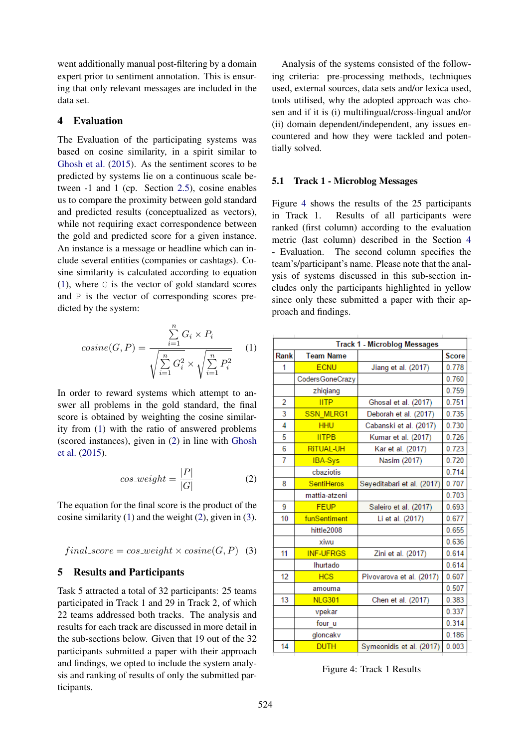went additionally manual post-filtering by a domain expert prior to sentiment annotation. This is ensuring that only relevant messages are included in the data set.

## 4 Evaluation

The Evaluation of the participating systems was based on cosine similarity, in a spirit similar to Ghosh et al. (2015). As the sentiment scores to be predicted by systems lie on a continuous scale between -1 and 1 (cp. Section 2.5), cosine enables us to compare the proximity between gold standard and predicted results (conceptualized as vectors), while not requiring exact correspondence between the gold and predicted score for a given instance. An instance is a message or headline which can include several entities (companies or cashtags). Cosine similarity is calculated according to equation (1), where G is the vector of gold standard scores and P is the vector of corresponding scores predicted by the system:

$$cosine(G, P) = \frac{\sum_{i=1}^{n} G_i \times P_i}{\sqrt{\sum_{i=1}^{n} G_i^2} \times \sqrt{\sum_{i=1}^{n} P_i^2}} \quad (1)$$

In order to reward systems which attempt to answer all problems in the gold standard, the final score is obtained by weighting the cosine similarity from (1) with the ratio of answered problems (scored instances), given in (2) in line with Ghosh et al. (2015).

$$cos\_weight = \frac{|P|}{|G|} \quad (2)$$

The equation for the final score is the product of the cosine similarity (1) and the weight (2), given in (3).

$$final\_score = cos\_weight \times cosine(G, P) \quad (3)$$

## 5 Results and Participants

Task 5 attracted a total of 32 participants: 25 teams participated in Track 1 and 29 in Track 2, of which 22 teams addressed both tracks. The analysis and results for each track are discussed in more detail in the sub-sections below. Given that 19 out of the 32 participants submitted a paper with their approach and findings, we opted to include the system analysis and ranking of results of only the submitted participants.

Analysis of the systems consisted of the following criteria: pre-processing methods, techniques used, external sources, data sets and/or lexica used, tools utilised, why the adopted approach was chosen and if it is (i) multilingual/cross-lingual and/or (ii) domain dependent/independent, any issues encountered and how they were tackled and potentially solved.

### 5.1 Track 1 - Microblog Messages

Figure 4 shows the results of the 25 participants in Track 1. Results of all participants were ranked (first column) according to the evaluation metric (last column) described in the Section 4 - Evaluation. The second column specifies the team's/participant's name. Please note that the analysis of systems discussed in this sub-section includes only the participants highlighted in yellow since only these submitted a paper with their approach and findings.

| Track 1 - Microblog Messages | | | |
|---|---|---|---|
| Rank | Team Name | | Score |
| 1 | ECNU | Jiang et al. (2017) | 0.778 |
| | CodersGoneCrazy | | 0.760 |
| | zhiqiang | | 0.759 |
| 2 | IITP | Ghosal et al. (2017) | 0.751 |
| 3 | SSN_MLRG1 | Deborah et al. (2017) | 0.735 |
| 4 | HHU | Cabanski et al. (2017) | 0.730 |
| 5 | IITPB | Kumar et al. (2017) | 0.726 |
| 6 | RiTUAL-UH | Kar et al. (2017) | 0.723 |
| 7 | IBA-Sys | Nasim (2017) | 0.720 |
| | cbaziotis | | 0.714 |
| 8 | SentiHeros | Seyeditabari et al. (2017) | 0.707 |
| | mattia-atzeni | | 0.703 |
| 9 | FEUP | Saleiro et al. (2017) | 0.693 |
| 10 | funSentiment | Li et al. (2017) | 0.677 |
| | hittle2008 | | 0.655 |
| | xiwu | | 0.636 |
| 11 | INF-UFRGS | Zini et al. (2017) | 0.614 |
| | lhurtado | | 0.614 |
| 12 | HCS | Pivovarova et al. (2017) | 0.607 |
| | amouma | | 0.507 |
| 13 | NLG301 | Chen et al. (2017) | 0.383 |
| | vpekar | | 0.337 |
| | four_u | | 0.314 |
| | gloncakv | | 0.186 |
| 14 | DUTH | Symeonidis et al. (2017) | 0.003 |

Figure 4: Track 1 Results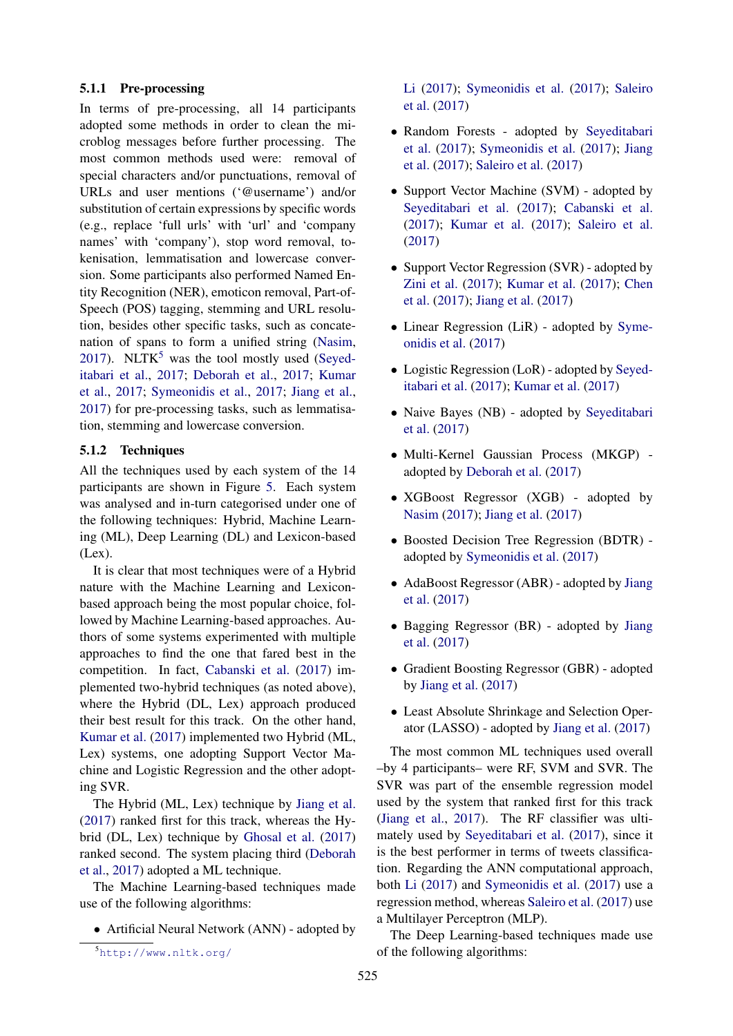#### 5.1.1 Pre-processing

In terms of pre-processing, all 14 participants adopted some methods in order to clean the microblog messages before further processing. The most common methods used were: removal of special characters and/or punctuations, removal of URLs and user mentions ('@username') and/or substitution of certain expressions by specific words (e.g., replace 'full urls' with 'url' and 'company names' with 'company'), stop word removal, tokenisation, lemmatisation and lowercase conversion. Some participants also performed Named Entity Recognition (NER), emoticon removal, Part-of-Speech (POS) tagging, stemming and URL resolution, besides other specific tasks, such as concatenation of spans to form a unified string (Nasim, 2017). NLTK[5] was the tool mostly used (Seyeditabari et al., 2017; Deborah et al., 2017; Kumar et al., 2017; Symeonidis et al., 2017; Jiang et al., 2017) for pre-processing tasks, such as lemmatisation, stemming and lowercase conversion.

#### 5.1.2 Techniques

All the techniques used by each system of the 14 participants are shown in Figure 5. Each system was analysed and in-turn categorised under one of the following techniques: Hybrid, Machine Learning (ML), Deep Learning (DL) and Lexicon-based (Lex).

It is clear that most techniques were of a Hybrid nature with the Machine Learning and Lexicon-based approach being the most popular choice, followed by Machine Learning-based approaches. Authors of some systems experimented with multiple approaches to find the one that fared best in the competition. In fact, Cabanski et al. (2017) implemented two-hybrid techniques (as noted above), where the Hybrid (DL, Lex) approach produced their best result for this track. On the other hand, Kumar et al. (2017) implemented two Hybrid (ML, Lex) systems, one adopting Support Vector Machine and Logistic Regression and the other adopting SVR.

The Hybrid (ML, Lex) technique by Jiang et al. (2017) ranked first for this track, whereas the Hybrid (DL, Lex) technique by Ghosal et al. (2017) ranked second. The system placing third (Deborah et al., 2017) adopted a ML technique.

The Machine Learning-based techniques made use of the following algorithms:

- Artificial Neural Network (ANN) - adopted by Li (2017); Symeonidis et al. (2017); Saleiro et al. (2017)
- Random Forests - adopted by Seyeditabari et al. (2017); Symeonidis et al. (2017); Jiang et al. (2017); Saleiro et al. (2017)
- Support Vector Machine (SVM) - adopted by Seyeditabari et al. (2017); Cabanski et al. (2017); Kumar et al. (2017); Saleiro et al. (2017)
- Support Vector Regression (SVR) - adopted by Zini et al. (2017); Kumar et al. (2017); Chen et al. (2017); Jiang et al. (2017)
- Linear Regression (LiR) - adopted by Symeonidis et al. (2017)
- Logistic Regression (LoR) - adopted by Seyeditabari et al. (2017); Kumar et al. (2017)
- Naive Bayes (NB) - adopted by Seyeditabari et al. (2017)
- Multi-Kernel Gaussian Process (MKGP) - adopted by Deborah et al. (2017)
- XGBoost Regressor (XGB) - adopted by Nasim (2017); Jiang et al. (2017)
- Boosted Decision Tree Regression (BDTR) - adopted by Symeonidis et al. (2017)
- AdaBoost Regressor (ABR) - adopted by Jiang et al. (2017)
- Bagging Regressor (BR) - adopted by Jiang et al. (2017)
- Gradient Boosting Regressor (GBR) - adopted by Jiang et al. (2017)
- Least Absolute Shrinkage and Selection Operator (LASSO) - adopted by Jiang et al. (2017)

The most common ML techniques used overall –by 4 participants– were RF, SVM and SVR. The SVR was part of the ensemble regression model used by the system that ranked first for this track (Jiang et al., 2017). The RF classifier was ultimately used by Seyeditabari et al. (2017), since it is the best performer in terms of tweets classification. Regarding the ANN computational approach, both Li (2017) and Symeonidis et al. (2017) use a regression method, whereas Saleiro et al. (2017) use a Multilayer Perceptron (MLP).

The Deep Learning-based techniques made use of the following algorithms:

[5] http://www.nltk.org/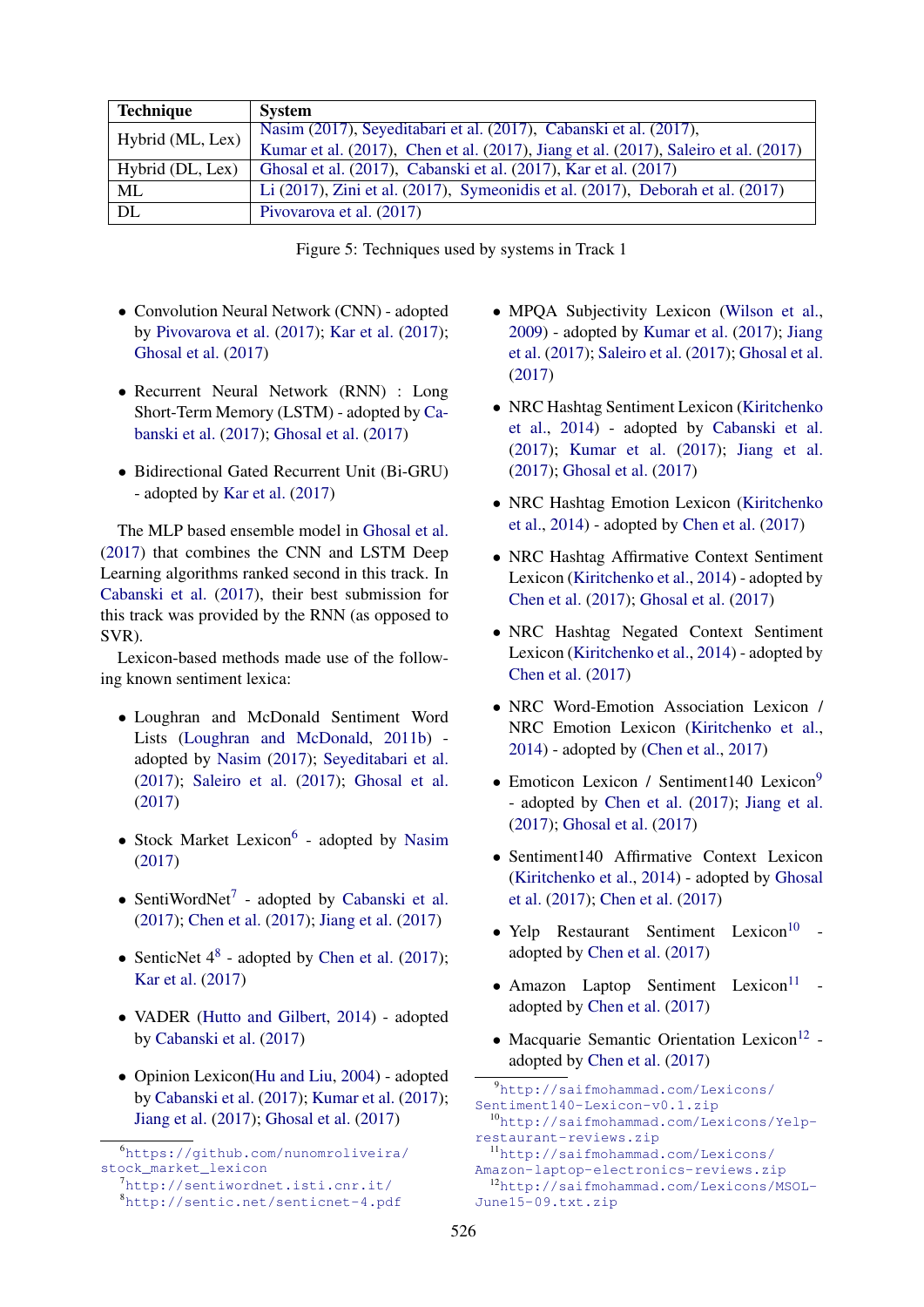| Technique | System |
| --- | --- |
| Hybrid (ML, Lex) | Nasim (2017), Seyeditabari et al. (2017), Cabanski et al. (2017), Kumar et al. (2017), Chen et al. (2017), Jiang et al. (2017), Saleiro et al. (2017) |
| Hybrid (DL, Lex) | Ghosal et al. (2017), Cabanski et al. (2017), Kar et al. (2017) |
| ML | Li (2017), Zini et al. (2017), Symeonidis et al. (2017), Deborah et al. (2017) |
| DL | Pivovarova et al. (2017) |

Figure 5: Techniques used by systems in Track 1

- Convolution Neural Network (CNN) - adopted by Pivovarova et al. (2017); Kar et al. (2017); Ghosal et al. (2017)
- Recurrent Neural Network (RNN) : Long Short-Term Memory (LSTM) - adopted by Cabanski et al. (2017); Ghosal et al. (2017)
- Bidirectional Gated Recurrent Unit (Bi-GRU) - adopted by Kar et al. (2017)

The MLP based ensemble model in Ghosal et al. (2017) that combines the CNN and LSTM Deep Learning algorithms ranked second in this track. In Cabanski et al. (2017), their best submission for this track was provided by the RNN (as opposed to SVR).

Lexicon-based methods made use of the following known sentiment lexica:

- Loughran and McDonald Sentiment Word Lists (Loughran and McDonald, 2011b) - adopted by Nasim (2017); Seyeditabari et al. (2017); Saleiro et al. (2017); Ghosal et al. (2017)
- Stock Market Lexicon[6] - adopted by Nasim (2017)
- SentiWordNet[7] - adopted by Cabanski et al. (2017); Chen et al. (2017); Jiang et al. (2017)
- SenticNet 4[8] - adopted by Chen et al. (2017); Kar et al. (2017)
- VADER (Hutto and Gilbert, 2014) - adopted by Cabanski et al. (2017)
- Opinion Lexicon(Hu and Liu, 2004) - adopted by Cabanski et al. (2017); Kumar et al. (2017); Jiang et al. (2017); Ghosal et al. (2017)
- MPQA Subjectivity Lexicon (Wilson et al., 2009) - adopted by Kumar et al. (2017); Jiang et al. (2017); Saleiro et al. (2017); Ghosal et al. (2017)
- NRC Hashtag Sentiment Lexicon (Kiritchenko et al., 2014) - adopted by Cabanski et al. (2017); Kumar et al. (2017); Jiang et al. (2017); Ghosal et al. (2017)
- NRC Hashtag Emotion Lexicon (Kiritchenko et al., 2014) - adopted by Chen et al. (2017)
- NRC Hashtag Affirmative Context Sentiment Lexicon (Kiritchenko et al., 2014) - adopted by Chen et al. (2017); Ghosal et al. (2017)
- NRC Hashtag Negated Context Sentiment Lexicon (Kiritchenko et al., 2014) - adopted by Chen et al. (2017)
- NRC Word-Emotion Association Lexicon / NRC Emotion Lexicon (Kiritchenko et al., 2014) - adopted by (Chen et al., 2017)
- Emoticon Lexicon / Sentiment140 Lexicon[9] - adopted by Chen et al. (2017); Jiang et al. (2017); Ghosal et al. (2017)
- Sentiment140 Affirmative Context Lexicon (Kiritchenko et al., 2014) - adopted by Ghosal et al. (2017); Chen et al. (2017)
- Yelp Restaurant Sentiment Lexicon[10] - adopted by Chen et al. (2017)
- Amazon Laptop Sentiment Lexicon[11] - adopted by Chen et al. (2017)
- Macquarie Semantic Orientation Lexicon[12] - adopted by Chen et al. (2017)

[6] https://github.com/nunomroliveira/stock_market_lexicon
[7] http://sentiwordnet.isti.cnr.it/
[8] http://sentic.net/senticnet-4.pdf
[9] http://saifmohammad.com/Lexicons/Sentiment140-Lexicon-v0.1.zip
[10] http://saifmohammad.com/Lexicons/Yelp-restaurant-reviews.zip
[11] http://saifmohammad.com/Lexicons/Amazon-laptop-electronics-reviews.zip
[12] http://saifmohammad.com/Lexicons/MSOL-June15-09.txt.zip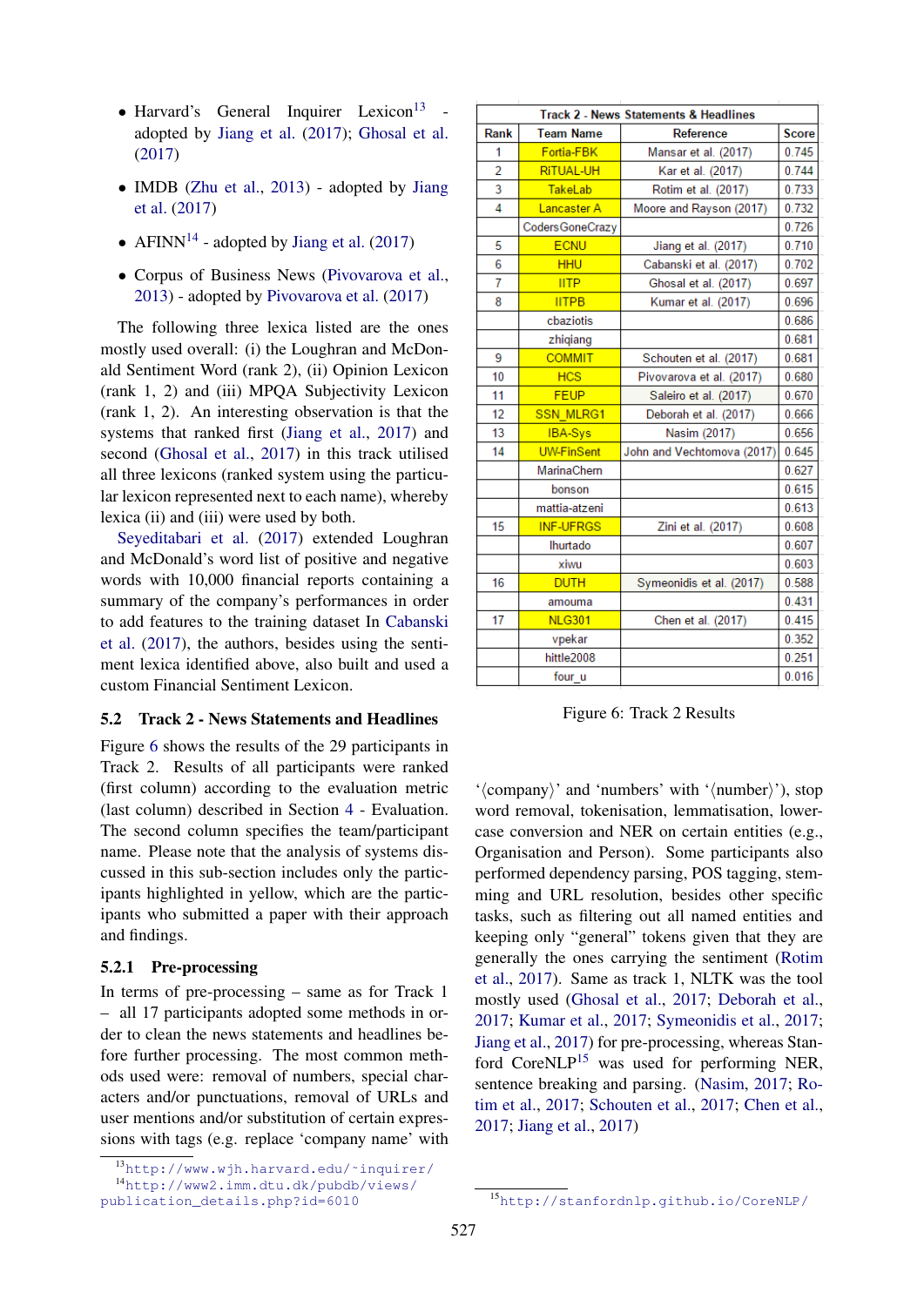- Harvard's General Inquirer Lexicon[13] - adopted by Jiang et al. (2017); Ghosal et al. (2017)
- IMDB (Zhu et al., 2013) - adopted by Jiang et al. (2017)
- AFINN[14] - adopted by Jiang et al. (2017)
- Corpus of Business News (Pivovarova et al., 2013) - adopted by Pivovarova et al. (2017)

The following three lexica listed are the ones mostly used overall: (i) the Loughran and McDonald Sentiment Word (rank 2), (ii) Opinion Lexicon (rank 1, 2) and (iii) MPQA Subjectivity Lexicon (rank 1, 2). An interesting observation is that the systems that ranked first (Jiang et al., 2017) and second (Ghosal et al., 2017) in this track utilised all three lexicons (ranked system using the particular lexicon represented next to each name), whereby lexica (ii) and (iii) were used by both.

Seyeditabari et al. (2017) extended Loughran and McDonald's word list of positive and negative words with 10,000 financial reports containing a summary of the company's performances in order to add features to the training dataset In Cabanski et al. (2017), the authors, besides using the sentiment lexica identified above, also built and used a custom Financial Sentiment Lexicon.

### 5.2 Track 2 - News Statements and Headlines

Figure 6 shows the results of the 29 participants in Track 2. Results of all participants were ranked (first column) according to the evaluation metric (last column) described in Section 4 - Evaluation. The second column specifies the team/participant name. Please note that the analysis of systems discussed in this sub-section includes only the participants highlighted in yellow, which are the participants who submitted a paper with their approach and findings.

| Track 2 - News Statements & Headlines | | | |
|---|---|---|---|
| Rank | Team Name | Reference | Score |
| 1 | Fortia-FBK | Mansar et al. (2017) | 0.745 |
| 2 | RiTUAL-UH | Kar et al. (2017) | 0.744 |
| 3 | TakeLab | Rotim et al. (2017) | 0.733 |
| 4 | Lancaster A | Moore and Rayson (2017) | 0.732 |
| | CodersGoneCrazy | | 0.726 |
| 5 | ECNU | Jiang et al. (2017) | 0.710 |
| 6 | HHU | Cabanski et al. (2017) | 0.702 |
| 7 | IITP | Ghosal et al. (2017) | 0.697 |
| 8 | IITPB | Kumar et al. (2017) | 0.696 |
| | cbaziotis | | 0.686 |
| | zhiqiang | | 0.681 |
| 9 | COMMIT | Schouten et al. (2017) | 0.681 |
| 10 | HCS | Pivovarova et al. (2017) | 0.680 |
| 11 | FEUP | Saleiro et al. (2017) | 0.670 |
| 12 | SSN_MLRG1 | Deborah et al. (2017) | 0.666 |
| 13 | IBA-Sys | Nasim (2017) | 0.656 |
| 14 | UW-FinSent | John and Vechtomova (2017) | 0.645 |
| | MarinaChem | | 0.627 |
| | bonson | | 0.615 |
| | mattia-atzeni | | 0.613 |
| 15 | INF-UFRGS | Zini et al. (2017) | 0.608 |
| | lhurtado | | 0.607 |
| | xiwu | | 0.603 |
| 16 | DUTH | Symeonidis et al. (2017) | 0.588 |
| | amouma | | 0.431 |
| 17 | NLG301 | Chen et al. (2017) | 0.415 |
| | vpekar | | 0.352 |
| | hittle2008 | | 0.251 |
| | four_u | | 0.016 |

Figure 6: Track 2 Results

#### 5.2.1 Pre-processing

In terms of pre-processing – same as for Track 1 – all 17 participants adopted some methods in order to clean the news statements and headlines before further processing. The most common methods used were: removal of numbers, special characters and/or punctuations, removal of URLs and user mentions and/or substitution of certain expressions with tags (e.g. replace 'company name' with '⟨company⟩' and 'numbers' with '⟨number⟩'), stop word removal, tokenisation, lemmatisation, lowercase conversion and NER on certain entities (e.g., Organisation and Person). Some participants also performed dependency parsing, POS tagging, stemming and URL resolution, besides other specific tasks, such as filtering out all named entities and keeping only "general" tokens given that they are generally the ones carrying the sentiment (Rotim et al., 2017). Same as track 1, NLTK was the tool mostly used (Ghosal et al., 2017; Deborah et al., 2017; Kumar et al., 2017; Symeonidis et al., 2017; Jiang et al., 2017) for pre-processing, whereas Stanford CoreNLP[15] was used for performing NER, sentence breaking and parsing. (Nasim, 2017; Rotim et al., 2017; Schouten et al., 2017; Chen et al., 2017; Jiang et al., 2017)

[13] http://www.wjh.harvard.edu/~inquirer/

[14] http://www2.imm.dtu.dk/pubdb/views/publication_details.php?id=6010

[15] http://stanfordnlp.github.io/CoreNLP/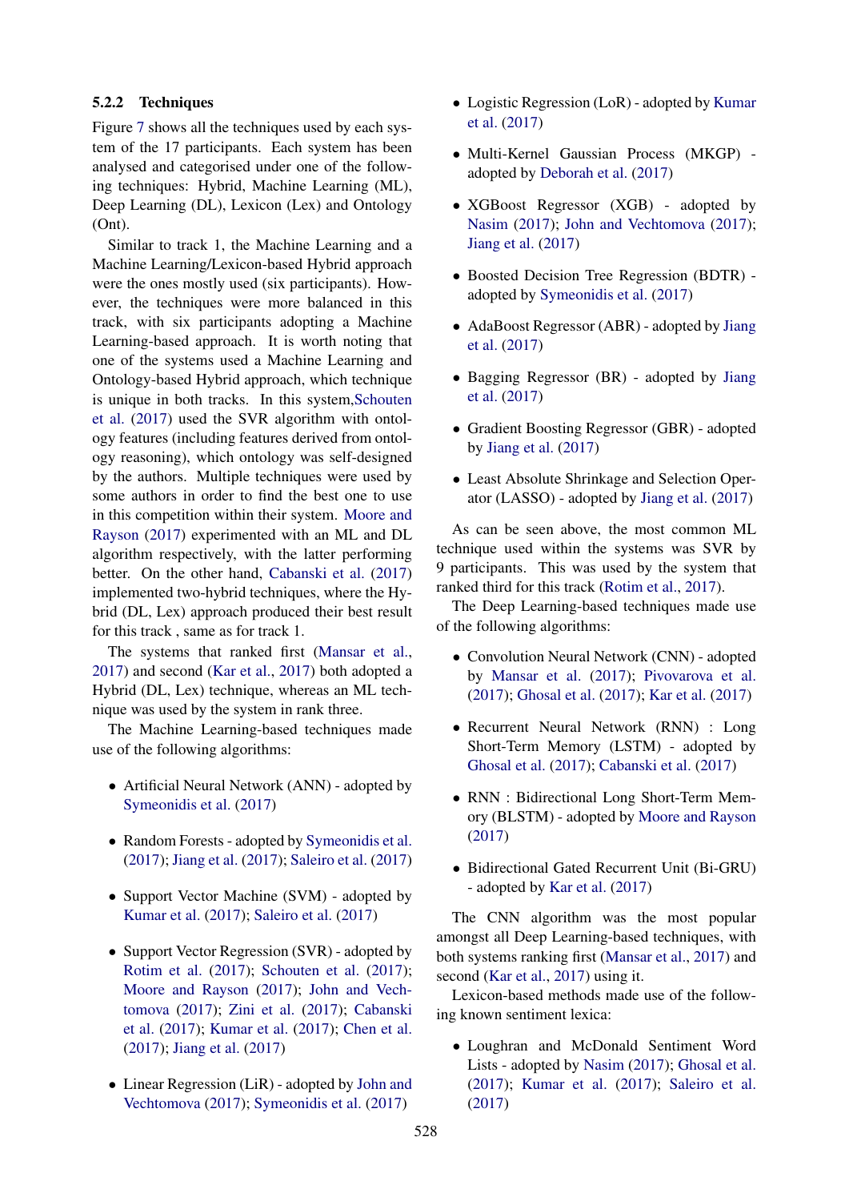#### 5.2.2 Techniques

Figure 7 shows all the techniques used by each system of the 17 participants. Each system has been analysed and categorised under one of the following techniques: Hybrid, Machine Learning (ML), Deep Learning (DL), Lexicon (Lex) and Ontology (Ont).

Similar to track 1, the Machine Learning and a Machine Learning/Lexicon-based Hybrid approach were the ones mostly used (six participants). However, the techniques were more balanced in this track, with six participants adopting a Machine Learning-based approach. It is worth noting that one of the systems used a Machine Learning and Ontology-based Hybrid approach, which technique is unique in both tracks. In this system,Schouten et al. (2017) used the SVR algorithm with ontology features (including features derived from ontology reasoning), which ontology was self-designed by the authors. Multiple techniques were used by some authors in order to find the best one to use in this competition within their system. Moore and Rayson (2017) experimented with an ML and DL algorithm respectively, with the latter performing better. On the other hand, Cabanski et al. (2017) implemented two-hybrid techniques, where the Hybrid (DL, Lex) approach produced their best result for this track , same as for track 1.

The systems that ranked first (Mansar et al., 2017) and second (Kar et al., 2017) both adopted a Hybrid (DL, Lex) technique, whereas an ML technique was used by the system in rank three.

The Machine Learning-based techniques made use of the following algorithms:

- Artificial Neural Network (ANN) - adopted by Symeonidis et al. (2017)
- Random Forests - adopted by Symeonidis et al. (2017); Jiang et al. (2017); Saleiro et al. (2017)
- Support Vector Machine (SVM) - adopted by Kumar et al. (2017); Saleiro et al. (2017)
- Support Vector Regression (SVR) - adopted by Rotim et al. (2017); Schouten et al. (2017); Moore and Rayson (2017); John and Vechtomova (2017); Zini et al. (2017); Cabanski et al. (2017); Kumar et al. (2017); Chen et al. (2017); Jiang et al. (2017)
- Linear Regression (LiR) - adopted by John and Vechtomova (2017); Symeonidis et al. (2017)
- Logistic Regression (LoR) - adopted by Kumar et al. (2017)
- Multi-Kernel Gaussian Process (MKGP) - adopted by Deborah et al. (2017)
- XGBoost Regressor (XGB) - adopted by Nasim (2017); John and Vechtomova (2017); Jiang et al. (2017)
- Boosted Decision Tree Regression (BDTR) - adopted by Symeonidis et al. (2017)
- AdaBoost Regressor (ABR) - adopted by Jiang et al. (2017)
- Bagging Regressor (BR) - adopted by Jiang et al. (2017)
- Gradient Boosting Regressor (GBR) - adopted by Jiang et al. (2017)
- Least Absolute Shrinkage and Selection Operator (LASSO) - adopted by Jiang et al. (2017)

As can be seen above, the most common ML technique used within the systems was SVR by 9 participants. This was used by the system that ranked third for this track (Rotim et al., 2017).

The Deep Learning-based techniques made use of the following algorithms:

- Convolution Neural Network (CNN) - adopted by Mansar et al. (2017); Pivovarova et al. (2017); Ghosal et al. (2017); Kar et al. (2017)
- Recurrent Neural Network (RNN) : Long Short-Term Memory (LSTM) - adopted by Ghosal et al. (2017); Cabanski et al. (2017)
- RNN : Bidirectional Long Short-Term Memory (BLSTM) - adopted by Moore and Rayson (2017)
- Bidirectional Gated Recurrent Unit (Bi-GRU) - adopted by Kar et al. (2017)

The CNN algorithm was the most popular amongst all Deep Learning-based techniques, with both systems ranking first (Mansar et al., 2017) and second (Kar et al., 2017) using it.

Lexicon-based methods made use of the following known sentiment lexica:

- Loughran and McDonald Sentiment Word Lists - adopted by Nasim (2017); Ghosal et al. (2017); Kumar et al. (2017); Saleiro et al. (2017)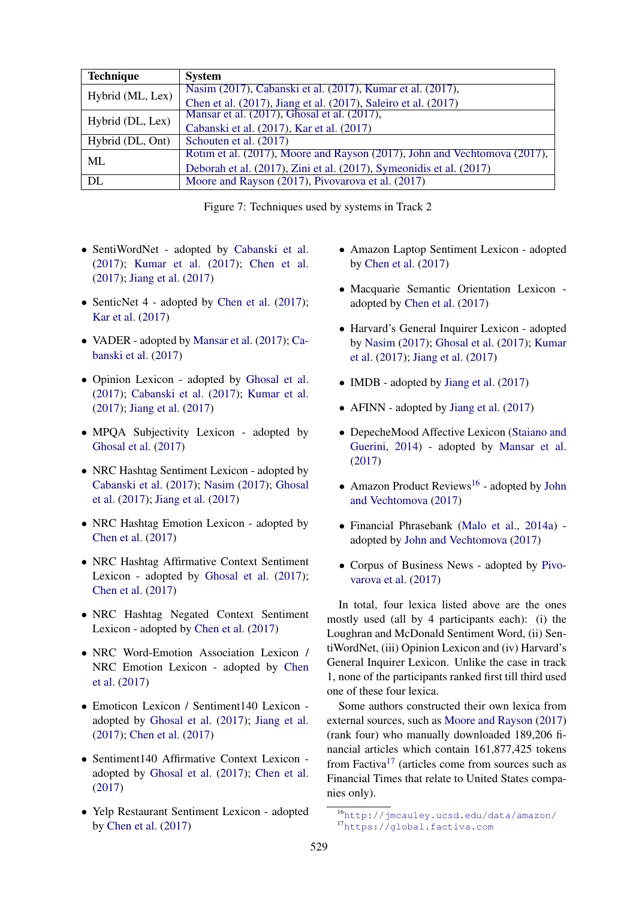| Technique | System |
| --- | --- |
| Hybrid (ML, Lex) | Nasim (2017), Cabanski et al. (2017), Kumar et al. (2017), Chen et al. (2017), Jiang et al. (2017), Saleiro et al. (2017) |
| Hybrid (DL, Lex) | Mansar et al. (2017), Ghosal et al. (2017), Cabanski et al. (2017), Kar et al. (2017) |
| Hybrid (DL, Ont) | Schouten et al. (2017) |
| ML | Rotim et al. (2017), Moore and Rayson (2017), John and Vechtomova (2017), Deborah et al. (2017), Zini et al. (2017), Symeonidis et al. (2017) |
| DL | Moore and Rayson (2017), Pivovarova et al. (2017) |

Figure 7: Techniques used by systems in Track 2

- SentiWordNet - adopted by Cabanski et al. (2017); Kumar et al. (2017); Chen et al. (2017); Jiang et al. (2017)
- SenticNet 4 - adopted by Chen et al. (2017); Kar et al. (2017)
- VADER - adopted by Mansar et al. (2017); Cabanski et al. (2017)
- Opinion Lexicon - adopted by Ghosal et al. (2017); Cabanski et al. (2017); Kumar et al. (2017); Jiang et al. (2017)
- MPQA Subjectivity Lexicon - adopted by Ghosal et al. (2017)
- NRC Hashtag Sentiment Lexicon - adopted by Cabanski et al. (2017); Nasim (2017); Ghosal et al. (2017); Jiang et al. (2017)
- NRC Hashtag Emotion Lexicon - adopted by Chen et al. (2017)
- NRC Hashtag Affirmative Context Sentiment Lexicon - adopted by Ghosal et al. (2017); Chen et al. (2017)
- NRC Hashtag Negated Context Sentiment Lexicon - adopted by Chen et al. (2017)
- NRC Word-Emotion Association Lexicon / NRC Emotion Lexicon - adopted by Chen et al. (2017)
- Emoticon Lexicon / Sentiment140 Lexicon - adopted by Ghosal et al. (2017); Jiang et al. (2017); Chen et al. (2017)
- Sentiment140 Affirmative Context Lexicon - adopted by Ghosal et al. (2017); Chen et al. (2017)
- Yelp Restaurant Sentiment Lexicon - adopted by Chen et al. (2017)
- Amazon Laptop Sentiment Lexicon - adopted by Chen et al. (2017)
- Macquarie Semantic Orientation Lexicon - adopted by Chen et al. (2017)
- Harvard's General Inquirer Lexicon - adopted by Nasim (2017); Ghosal et al. (2017); Kumar et al. (2017); Jiang et al. (2017)
- IMDB - adopted by Jiang et al. (2017)
- AFINN - adopted by Jiang et al. (2017)
- DepecheMood Affective Lexicon (Staiano and Guerini, 2014) - adopted by Mansar et al. (2017)
- Amazon Product Reviews[16] - adopted by John and Vechtomova (2017)
- Financial Phrasebank (Malo et al., 2014a) - adopted by John and Vechtomova (2017)
- Corpus of Business News - adopted by Pivovarova et al. (2017)

In total, four lexica listed above are the ones mostly used (all by 4 participants each): (i) the Loughran and McDonald Sentiment Word, (ii) SentiWordNet, (iii) Opinion Lexicon and (iv) Harvard's General Inquirer Lexicon. Unlike the case in track 1, none of the participants ranked first till third used one of these four lexica.

Some authors constructed their own lexica from external sources, such as Moore and Rayson (2017) (rank four) who manually downloaded 189,206 financial articles which contain 161,877,425 tokens from Factiva[17] (articles come from sources such as Financial Times that relate to United States companies only).

[16] http://jmcauley.ucsd.edu/data/amazon/
[17] https://global.factiva.com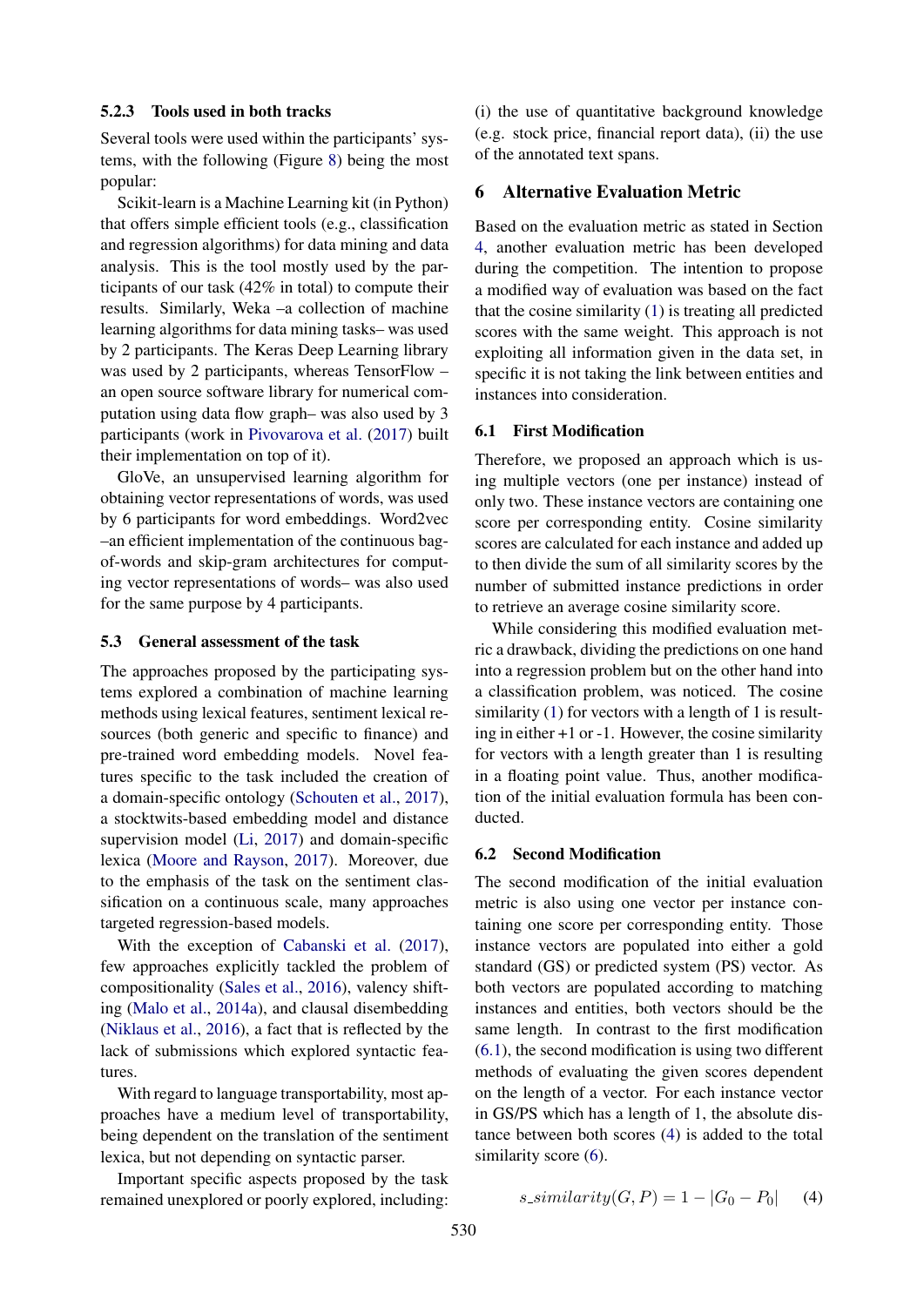#### 5.2.3 Tools used in both tracks

Several tools were used within the participants' systems, with the following (Figure 8) being the most popular:

Scikit-learn is a Machine Learning kit (in Python) that offers simple efficient tools (e.g., classification and regression algorithms) for data mining and data analysis. This is the tool mostly used by the participants of our task (42% in total) to compute their results. Similarly, Weka –a collection of machine learning algorithms for data mining tasks– was used by 2 participants. The Keras Deep Learning library was used by 2 participants, whereas TensorFlow –an open source software library for numerical computation using data flow graph– was also used by 3 participants (work in Pivovarova et al. (2017) built their implementation on top of it).

GloVe, an unsupervised learning algorithm for obtaining vector representations of words, was used by 6 participants for word embeddings. Word2vec –an efficient implementation of the continuous bag-of-words and skip-gram architectures for computing vector representations of words– was also used for the same purpose by 4 participants.

### 5.3 General assessment of the task

The approaches proposed by the participating systems explored a combination of machine learning methods using lexical features, sentiment lexical resources (both generic and specific to finance) and pre-trained word embedding models. Novel features specific to the task included the creation of a domain-specific ontology (Schouten et al., 2017), a stocktwits-based embedding model and distance supervision model (Li, 2017) and domain-specific lexica (Moore and Rayson, 2017). Moreover, due to the emphasis of the task on the sentiment classification on a continuous scale, many approaches targeted regression-based models.

With the exception of Cabanski et al. (2017), few approaches explicitly tackled the problem of compositionality (Sales et al., 2016), valency shifting (Malo et al., 2014a), and clausal disembedding (Niklaus et al., 2016), a fact that is reflected by the lack of submissions which explored syntactic features.

With regard to language transportability, most approaches have a medium level of transportability, being dependent on the translation of the sentiment lexica, but not depending on syntactic parser.

Important specific aspects proposed by the task remained unexplored or poorly explored, including: (i) the use of quantitative background knowledge (e.g. stock price, financial report data), (ii) the use of the annotated text spans.

## 6 Alternative Evaluation Metric

Based on the evaluation metric as stated in Section 4, another evaluation metric has been developed during the competition. The intention to propose a modified way of evaluation was based on the fact that the cosine similarity (1) is treating all predicted scores with the same weight. This approach is not exploiting all information given in the data set, in specific it is not taking the link between entities and instances into consideration.

### 6.1 First Modification

Therefore, we proposed an approach which is using multiple vectors (one per instance) instead of only two. These instance vectors are containing one score per corresponding entity. Cosine similarity scores are calculated for each instance and added up to then divide the sum of all similarity scores by the number of submitted instance predictions in order to retrieve an average cosine similarity score.

While considering this modified evaluation metric a drawback, dividing the predictions on one hand into a regression problem but on the other hand into a classification problem, was noticed. The cosine similarity (1) for vectors with a length of 1 is resulting in either +1 or -1. However, the cosine similarity for vectors with a length greater than 1 is resulting in a floating point value. Thus, another modification of the initial evaluation formula has been conducted.

### 6.2 Second Modification

The second modification of the initial evaluation metric is also using one vector per instance containing one score per corresponding entity. Those instance vectors are populated into either a gold standard (GS) or predicted system (PS) vector. As both vectors are populated according to matching instances and entities, both vectors should be the same length. In contrast to the first modification (6.1), the second modification is using two different methods of evaluating the given scores dependent on the length of a vector. For each instance vector in GS/PS which has a length of 1, the absolute distance between both scores (4) is added to the total similarity score (6).

$$s\_similarity(G, P) = 1 - |G_0 - P_0| \quad (4)$$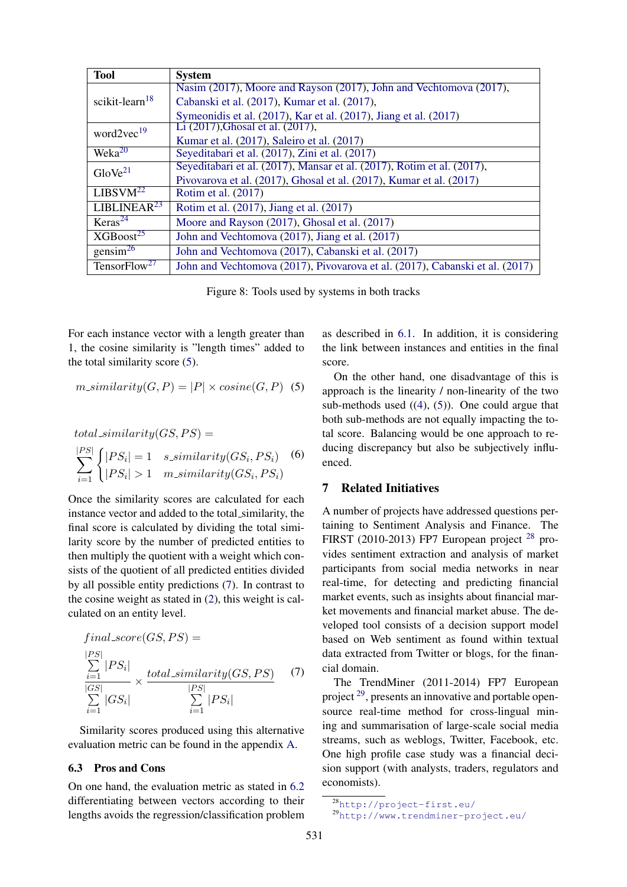| Tool | System |
|---|---|
| scikit-learn[18] | Nasim (2017), Moore and Rayson (2017), John and Vechtomova (2017), Cabanski et al. (2017), Kumar et al. (2017), Symeonidis et al. (2017), Kar et al. (2017), Jiang et al. (2017) |
| word2vec[19] | Li (2017),Ghosal et al. (2017), Kumar et al. (2017), Saleiro et al. (2017) |
| Weka[20] | Seyeditabari et al. (2017), Zini et al. (2017) |
| GloVe[21] | Seyeditabari et al. (2017), Mansar et al. (2017), Rotim et al. (2017), Pivovarova et al. (2017), Ghosal et al. (2017), Kumar et al. (2017) |
| LIBSVM[22] | Rotim et al. (2017) |
| LIBLINEAR[23] | Rotim et al. (2017), Jiang et al. (2017) |
| Keras[24] | Moore and Rayson (2017), Ghosal et al. (2017) |
| XGBoost[25] | John and Vechtomova (2017), Jiang et al. (2017) |
| gensim[26] | John and Vechtomova (2017), Cabanski et al. (2017) |
| TensorFlow[27] | John and Vechtomova (2017), Pivovarova et al. (2017), Cabanski et al. (2017) |

Figure 8: Tools used by systems in both tracks

For each instance vector with a length greater than 1, the cosine similarity is "length times" added to the total similarity score (5).

$$m\_similarity(G, P) = |P| \times cosine(G, P) \quad (5)$$

$$total\_similarity(GS, PS) = \sum_{i=1}^{|PS|} \begin{cases} |PS_i| = 1 & s\_similarity(GS_i, PS_i) \\ |PS_i| > 1 & m\_similarity(GS_i, PS_i) \end{cases} \quad (6)$$

Once the similarity scores are calculated for each instance vector and added to the total_similarity, the final score is calculated by dividing the total similarity score by the number of predicted entities to then multiply the quotient with a weight which consists of the quotient of all predicted entities divided by all possible entity predictions (7). In contrast to the cosine weight as stated in (2), this weight is calculated on an entity level.

$$final\_score(GS, PS) = \frac{\sum_{i=1}^{|PS|} |PS_i|}{\sum_{i=1}^{|GS|} |GS_i|} \times \frac{total\_similarity(GS, PS)}{\sum_{i=1}^{|PS|} |PS_i|} \quad (7)$$

Similarity scores produced using this alternative evaluation metric can be found in the appendix A.

### 6.3 Pros and Cons

On one hand, the evaluation metric as stated in 6.2 differentiating between vectors according to their lengths avoids the regression/classification problem as described in 6.1. In addition, it is considering the link between instances and entities in the final score.

On the other hand, one disadvantage of this is approach is the linearity / non-linearity of the two sub-methods used ((4), (5)). One could argue that both sub-methods are not equally impacting the total score. Balancing would be one approach to reducing discrepancy but also be subjectively influenced.

## 7 Related Initiatives

A number of projects have addressed questions pertaining to Sentiment Analysis and Finance. The FIRST (2010-2013) FP7 European project [28] provides sentiment extraction and analysis of market participants from social media networks in near real-time, for detecting and predicting financial market events, such as insights about financial market movements and financial market abuse. The developed tool consists of a decision support model based on Web sentiment as found within textual data extracted from Twitter or blogs, for the financial domain.

The TrendMiner (2011-2014) FP7 European project [29], presents an innovative and portable open-source real-time method for cross-lingual mining and summarisation of large-scale social media streams, such as weblogs, Twitter, Facebook, etc. One high profile case study was a financial decision support (with analysts, traders, regulators and economists).

[28] http://project-first.eu/

[29] http://www.trendminer-project.eu/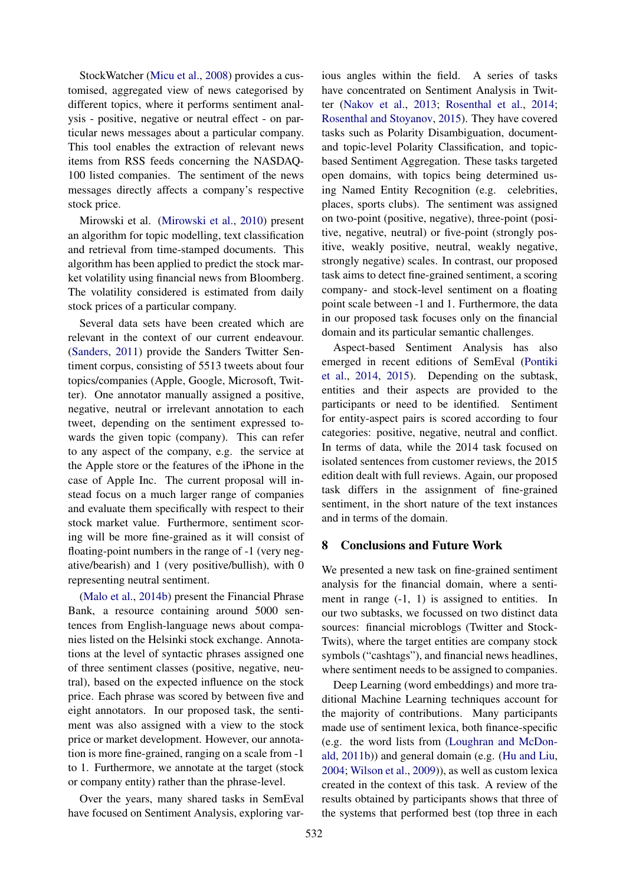StockWatcher (Micu et al., 2008) provides a customised, aggregated view of news categorised by different topics, where it performs sentiment analysis - positive, negative or neutral effect - on particular news messages about a particular company. This tool enables the extraction of relevant news items from RSS feeds concerning the NASDAQ-100 listed companies. The sentiment of the news messages directly affects a company's respective stock price.

Mirowski et al. (Mirowski et al., 2010) present an algorithm for topic modelling, text classification and retrieval from time-stamped documents. This algorithm has been applied to predict the stock market volatility using financial news from Bloomberg. The volatility considered is estimated from daily stock prices of a particular company.

Several data sets have been created which are relevant in the context of our current endeavour. (Sanders, 2011) provide the Sanders Twitter Sentiment corpus, consisting of 5513 tweets about four topics/companies (Apple, Google, Microsoft, Twitter). One annotator manually assigned a positive, negative, neutral or irrelevant annotation to each tweet, depending on the sentiment expressed towards the given topic (company). This can refer to any aspect of the company, e.g. the service at the Apple store or the features of the iPhone in the case of Apple Inc. The current proposal will instead focus on a much larger range of companies and evaluate them specifically with respect to their stock market value. Furthermore, sentiment scoring will be more fine-grained as it will consist of floating-point numbers in the range of -1 (very negative/bearish) and 1 (very positive/bullish), with 0 representing neutral sentiment.

(Malo et al., 2014b) present the Financial Phrase Bank, a resource containing around 5000 sentences from English-language news about companies listed on the Helsinki stock exchange. Annotations at the level of syntactic phrases assigned one of three sentiment classes (positive, negative, neutral), based on the expected influence on the stock price. Each phrase was scored by between five and eight annotators. In our proposed task, the sentiment was also assigned with a view to the stock price or market development. However, our annotation is more fine-grained, ranging on a scale from -1 to 1. Furthermore, we annotate at the target (stock or company entity) rather than the phrase-level.

Over the years, many shared tasks in SemEval have focused on Sentiment Analysis, exploring various angles within the field. A series of tasks have concentrated on Sentiment Analysis in Twitter (Nakov et al., 2013; Rosenthal et al., 2014; Rosenthal and Stoyanov, 2015). They have covered tasks such as Polarity Disambiguation, document- and topic-level Polarity Classification, and topic-based Sentiment Aggregation. These tasks targeted open domains, with topics being determined using Named Entity Recognition (e.g. celebrities, places, sports clubs). The sentiment was assigned on two-point (positive, negative), three-point (positive, negative, neutral) or five-point (strongly positive, weakly positive, neutral, weakly negative, strongly negative) scales. In contrast, our proposed task aims to detect fine-grained sentiment, a scoring company- and stock-level sentiment on a floating point scale between -1 and 1. Furthermore, the data in our proposed task focuses only on the financial domain and its particular semantic challenges.

Aspect-based Sentiment Analysis has also emerged in recent editions of SemEval (Pontiki et al., 2014, 2015). Depending on the subtask, entities and their aspects are provided to the participants or need to be identified. Sentiment for entity-aspect pairs is scored according to four categories: positive, negative, neutral and conflict. In terms of data, while the 2014 task focused on isolated sentences from customer reviews, the 2015 edition dealt with full reviews. Again, our proposed task differs in the assignment of fine-grained sentiment, in the short nature of the text instances and in terms of the domain.

## 8 Conclusions and Future Work

We presented a new task on fine-grained sentiment analysis for the financial domain, where a sentiment in range (-1, 1) is assigned to entities. In our two subtasks, we focussed on two distinct data sources: financial microblogs (Twitter and StockTwits), where the target entities are company stock symbols ("cashtags"), and financial news headlines, where sentiment needs to be assigned to companies.

Deep Learning (word embeddings) and more traditional Machine Learning techniques account for the majority of contributions. Many participants made use of sentiment lexica, both finance-specific (e.g. the word lists from (Loughran and McDonald, 2011b)) and general domain (e.g. (Hu and Liu, 2004; Wilson et al., 2009)), as well as custom lexica created in the context of this task. A review of the results obtained by participants shows that three of the systems that performed best (top three in each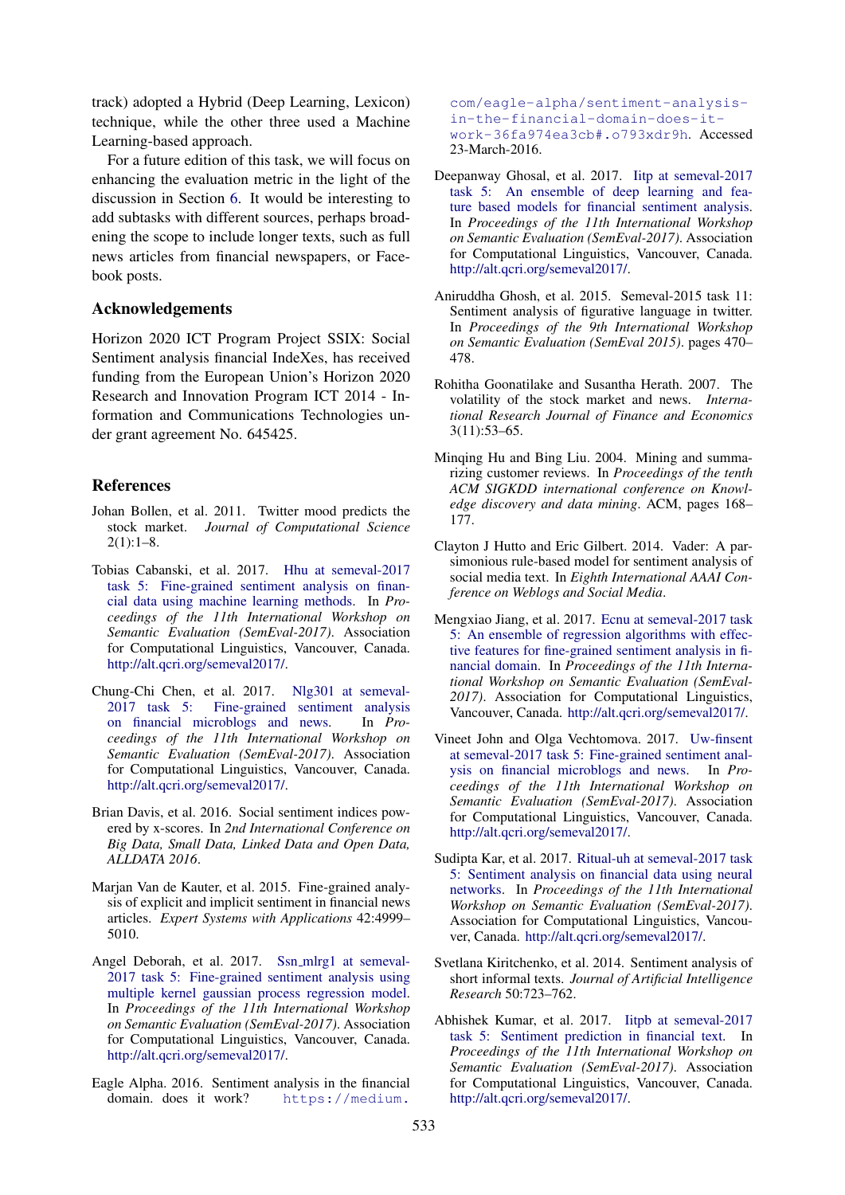track) adopted a Hybrid (Deep Learning, Lexicon) technique, while the other three used a Machine Learning-based approach.

For a future edition of this task, we will focus on enhancing the evaluation metric in the light of the discussion in Section 6. It would be interesting to add subtasks with different sources, perhaps broadening the scope to include longer texts, such as full news articles from financial newspapers, or Facebook posts.

## Acknowledgements

Horizon 2020 ICT Program Project SSIX: Social Sentiment analysis financial IndeXes, has received funding from the European Union's Horizon 2020 Research and Innovation Program ICT 2014 - Information and Communications Technologies under grant agreement No. 645425.

## References

Johan Bollen, et al. 2011. Twitter mood predicts the stock market. *Journal of Computational Science* 2(1):1–8.

Tobias Cabanski, et al. 2017. Hhu at semeval-2017 task 5: Fine-grained sentiment analysis on financial data using machine learning methods. In *Proceedings of the 11th International Workshop on Semantic Evaluation (SemEval-2017)*. Association for Computational Linguistics, Vancouver, Canada. http://alt.qcri.org/semeval2017/.

Chung-Chi Chen, et al. 2017. Nlg301 at semeval-2017 task 5: Fine-grained sentiment analysis on financial microblogs and news. In *Proceedings of the 11th International Workshop on Semantic Evaluation (SemEval-2017)*. Association for Computational Linguistics, Vancouver, Canada. http://alt.qcri.org/semeval2017/.

Brian Davis, et al. 2016. Social sentiment indices powered by x-scores. In *2nd International Conference on Big Data, Small Data, Linked Data and Open Data, ALLDATA 2016*.

Marjan Van de Kauter, et al. 2015. Fine-grained analysis of explicit and implicit sentiment in financial news articles. *Expert Systems with Applications* 42:4999–5010.

Angel Deborah, et al. 2017. Ssn_mlrg1 at semeval-2017 task 5: Fine-grained sentiment analysis using multiple kernel gaussian process regression model. In *Proceedings of the 11th International Workshop on Semantic Evaluation (SemEval-2017)*. Association for Computational Linguistics, Vancouver, Canada. http://alt.qcri.org/semeval2017/.

Eagle Alpha. 2016. Sentiment analysis in the financial domain. does it work? `https://medium.com/eagle-alpha/sentiment-analysis-in-the-financial-domain-does-it-work-36fa974ea3cb#.o793xdr9h`. Accessed 23-March-2016.

Deepanway Ghosal, et al. 2017. Iitp at semeval-2017 task 5: An ensemble of deep learning and feature based models for financial sentiment analysis. In *Proceedings of the 11th International Workshop on Semantic Evaluation (SemEval-2017)*. Association for Computational Linguistics, Vancouver, Canada. http://alt.qcri.org/semeval2017/.

Aniruddha Ghosh, et al. 2015. Semeval-2015 task 11: Sentiment analysis of figurative language in twitter. In *Proceedings of the 9th International Workshop on Semantic Evaluation (SemEval 2015)*. pages 470–478.

Rohitha Goonatilake and Susantha Herath. 2007. The volatility of the stock market and news. *International Research Journal of Finance and Economics* 3(11):53–65.

Minqing Hu and Bing Liu. 2004. Mining and summarizing customer reviews. In *Proceedings of the tenth ACM SIGKDD international conference on Knowledge discovery and data mining*. ACM, pages 168–177.

Clayton J Hutto and Eric Gilbert. 2014. Vader: A parsimonious rule-based model for sentiment analysis of social media text. In *Eighth International AAAI Conference on Weblogs and Social Media*.

Mengxiao Jiang, et al. 2017. Ecnu at semeval-2017 task 5: An ensemble of regression algorithms with effective features for fine-grained sentiment analysis in financial domain. In *Proceedings of the 11th International Workshop on Semantic Evaluation (SemEval-2017)*. Association for Computational Linguistics, Vancouver, Canada. http://alt.qcri.org/semeval2017/.

Vineet John and Olga Vechtomova. 2017. Uw-finsent at semeval-2017 task 5: Fine-grained sentiment analysis on financial microblogs and news. In *Proceedings of the 11th International Workshop on Semantic Evaluation (SemEval-2017)*. Association for Computational Linguistics, Vancouver, Canada. http://alt.qcri.org/semeval2017/.

Sudipta Kar, et al. 2017. Ritual-uh at semeval-2017 task 5: Sentiment analysis on financial data using neural networks. In *Proceedings of the 11th International Workshop on Semantic Evaluation (SemEval-2017)*. Association for Computational Linguistics, Vancouver, Canada. http://alt.qcri.org/semeval2017/.

Svetlana Kiritchenko, et al. 2014. Sentiment analysis of short informal texts. *Journal of Artificial Intelligence Research* 50:723–762.

Abhishek Kumar, et al. 2017. Iitpb at semeval-2017 task 5: Sentiment prediction in financial text. In *Proceedings of the 11th International Workshop on Semantic Evaluation (SemEval-2017)*. Association for Computational Linguistics, Vancouver, Canada. http://alt.qcri.org/semeval2017/.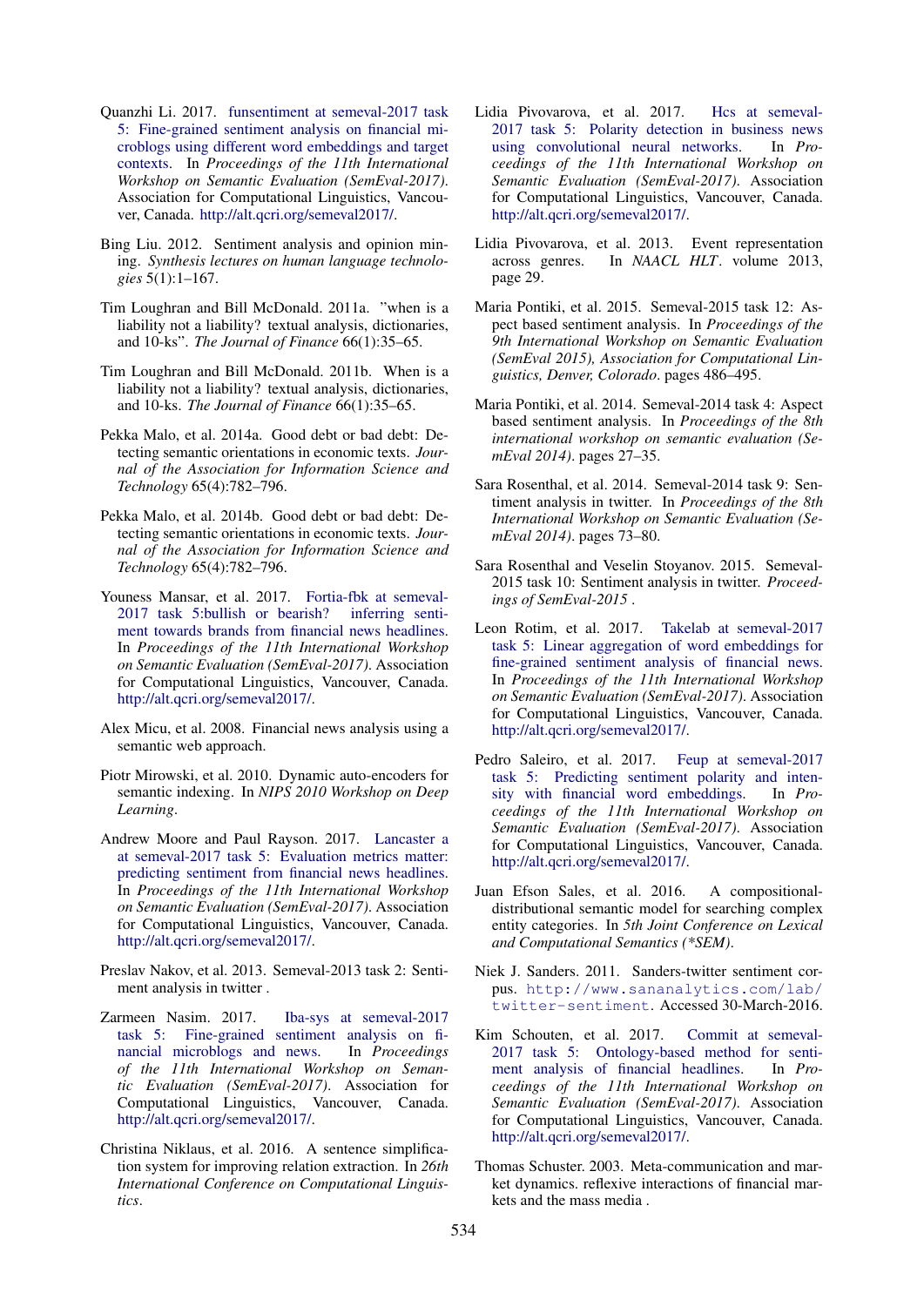Quanzhi Li. 2017. funsentiment at semeval-2017 task 5: Fine-grained sentiment analysis on financial microblogs using different word embeddings and target contexts. In *Proceedings of the 11th International Workshop on Semantic Evaluation (SemEval-2017)*. Association for Computational Linguistics, Vancouver, Canada. http://alt.qcri.org/semeval2017/.

Bing Liu. 2012. Sentiment analysis and opinion mining. *Synthesis lectures on human language technologies* 5(1):1–167.

Tim Loughran and Bill McDonald. 2011a. "when is a liability not a liability? textual analysis, dictionaries, and 10-ks". *The Journal of Finance* 66(1):35–65.

Tim Loughran and Bill McDonald. 2011b. When is a liability not a liability? textual analysis, dictionaries, and 10-ks. *The Journal of Finance* 66(1):35–65.

Pekka Malo, et al. 2014a. Good debt or bad debt: Detecting semantic orientations in economic texts. *Journal of the Association for Information Science and Technology* 65(4):782–796.

Pekka Malo, et al. 2014b. Good debt or bad debt: Detecting semantic orientations in economic texts. *Journal of the Association for Information Science and Technology* 65(4):782–796.

Youness Mansar, et al. 2017. Fortia-fbk at semeval-2017 task 5:bullish or bearish? inferring sentiment towards brands from financial news headlines. In *Proceedings of the 11th International Workshop on Semantic Evaluation (SemEval-2017)*. Association for Computational Linguistics, Vancouver, Canada. http://alt.qcri.org/semeval2017/.

Alex Micu, et al. 2008. Financial news analysis using a semantic web approach.

Piotr Mirowski, et al. 2010. Dynamic auto-encoders for semantic indexing. In *NIPS 2010 Workshop on Deep Learning*.

Andrew Moore and Paul Rayson. 2017. Lancaster a at semeval-2017 task 5: Evaluation metrics matter: predicting sentiment from financial news headlines. In *Proceedings of the 11th International Workshop on Semantic Evaluation (SemEval-2017)*. Association for Computational Linguistics, Vancouver, Canada. http://alt.qcri.org/semeval2017/.

Preslav Nakov, et al. 2013. Semeval-2013 task 2: Sentiment analysis in twitter .

Zarmeen Nasim. 2017. Iba-sys at semeval-2017 task 5: Fine-grained sentiment analysis on financial microblogs and news. In *Proceedings of the 11th International Workshop on Semantic Evaluation (SemEval-2017)*. Association for Computational Linguistics, Vancouver, Canada. http://alt.qcri.org/semeval2017/.

Christina Niklaus, et al. 2016. A sentence simplification system for improving relation extraction. In *26th International Conference on Computational Linguistics*.

Lidia Pivovarova, et al. 2017. Hcs at semeval-2017 task 5: Polarity detection in business news using convolutional neural networks. In *Proceedings of the 11th International Workshop on Semantic Evaluation (SemEval-2017)*. Association for Computational Linguistics, Vancouver, Canada. http://alt.qcri.org/semeval2017/.

Lidia Pivovarova, et al. 2013. Event representation across genres. In *NAACL HLT*. volume 2013, page 29.

Maria Pontiki, et al. 2015. Semeval-2015 task 12: Aspect based sentiment analysis. In *Proceedings of the 9th International Workshop on Semantic Evaluation (SemEval 2015), Association for Computational Linguistics, Denver, Colorado*. pages 486–495.

Maria Pontiki, et al. 2014. Semeval-2014 task 4: Aspect based sentiment analysis. In *Proceedings of the 8th international workshop on semantic evaluation (SemEval 2014)*. pages 27–35.

Sara Rosenthal, et al. 2014. Semeval-2014 task 9: Sentiment analysis in twitter. In *Proceedings of the 8th International Workshop on Semantic Evaluation (SemEval 2014)*. pages 73–80.

Sara Rosenthal and Veselin Stoyanov. 2015. Semeval-2015 task 10: Sentiment analysis in twitter. *Proceedings of SemEval-2015* .

Leon Rotim, et al. 2017. Takelab at semeval-2017 task 5: Linear aggregation of word embeddings for fine-grained sentiment analysis of financial news. In *Proceedings of the 11th International Workshop on Semantic Evaluation (SemEval-2017)*. Association for Computational Linguistics, Vancouver, Canada. http://alt.qcri.org/semeval2017/.

Pedro Saleiro, et al. 2017. Feup at semeval-2017 task 5: Predicting sentiment polarity and intensity with financial word embeddings. In *Proceedings of the 11th International Workshop on Semantic Evaluation (SemEval-2017)*. Association for Computational Linguistics, Vancouver, Canada. http://alt.qcri.org/semeval2017/.

Juan Efson Sales, et al. 2016. A compositional-distributional semantic model for searching complex entity categories. In *5th Joint Conference on Lexical and Computational Semantics (\*SEM)*.

Niek J. Sanders. 2011. Sanders-twitter sentiment corpus. `http://www.sananalytics.com/lab/twitter-sentiment`. Accessed 30-March-2016.

Kim Schouten, et al. 2017. Commit at semeval-2017 task 5: Ontology-based method for sentiment analysis of financial headlines. In *Proceedings of the 11th International Workshop on Semantic Evaluation (SemEval-2017)*. Association for Computational Linguistics, Vancouver, Canada. http://alt.qcri.org/semeval2017/.

Thomas Schuster. 2003. Meta-communication and market dynamics. reflexive interactions of financial markets and the mass media .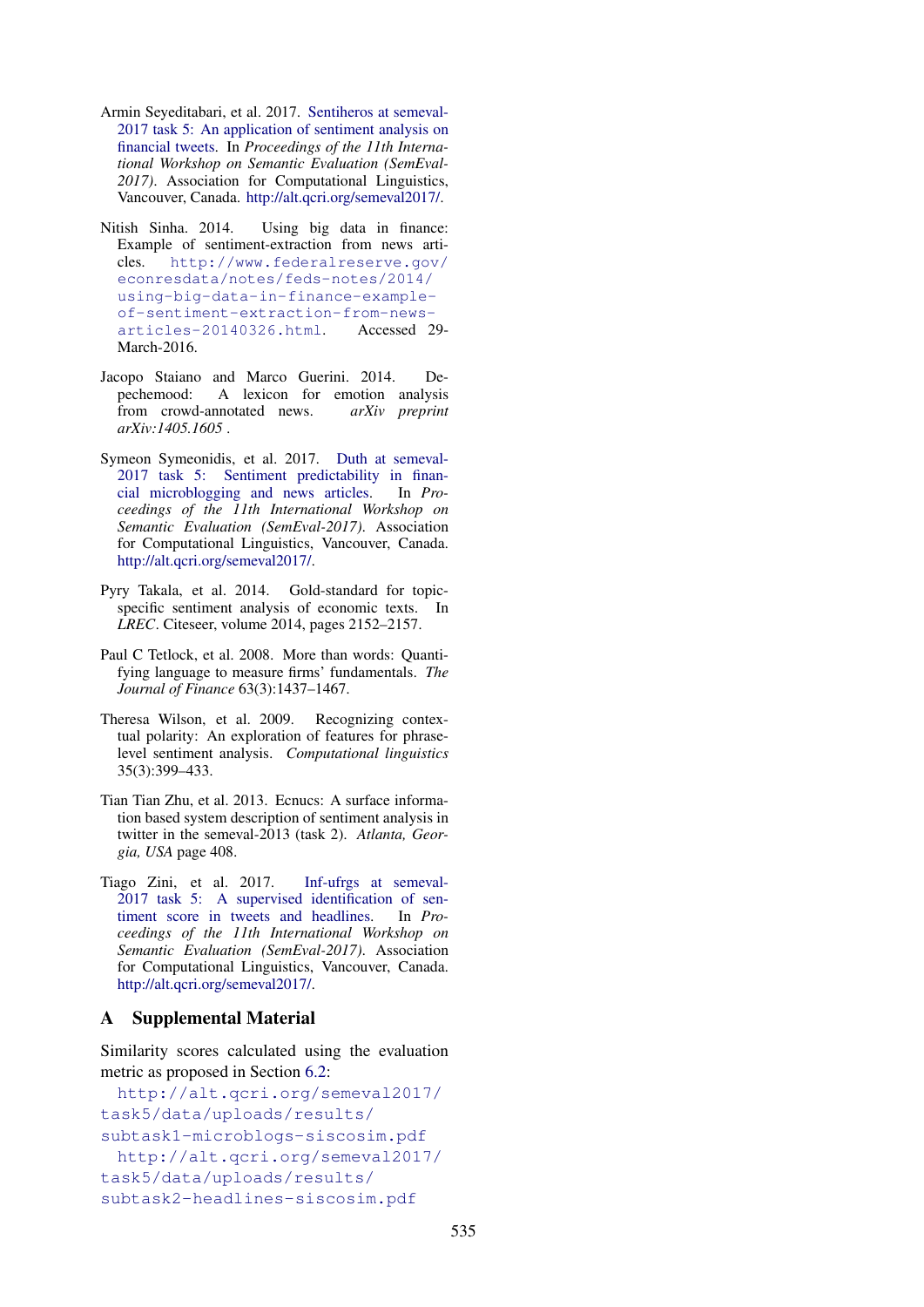Armin Seyeditabari, et al. 2017. Sentiheros at semeval-2017 task 5: An application of sentiment analysis on financial tweets. In *Proceedings of the 11th International Workshop on Semantic Evaluation (SemEval-2017)*. Association for Computational Linguistics, Vancouver, Canada. http://alt.qcri.org/semeval2017/.

Nitish Sinha. 2014. Using big data in finance: Example of sentiment-extraction from news articles. http://www.federalreserve.gov/econresdata/notes/feds-notes/2014/using-big-data-in-finance-example-of-sentiment-extraction-from-news-articles-20140326.html. Accessed 29-March-2016.

Jacopo Staiano and Marco Guerini. 2014. Depechemood: A lexicon for emotion analysis from crowd-annotated news. *arXiv preprint arXiv:1405.1605* .

Symeon Symeonidis, et al. 2017. Duth at semeval-2017 task 5: Sentiment predictability in financial microblogging and news articles. In *Proceedings of the 11th International Workshop on Semantic Evaluation (SemEval-2017)*. Association for Computational Linguistics, Vancouver, Canada. http://alt.qcri.org/semeval2017/.

Pyry Takala, et al. 2014. Gold-standard for topic-specific sentiment analysis of economic texts. In *LREC*. Citeseer, volume 2014, pages 2152–2157.

Paul C Tetlock, et al. 2008. More than words: Quantifying language to measure firms' fundamentals. *The Journal of Finance* 63(3):1437–1467.

Theresa Wilson, et al. 2009. Recognizing contextual polarity: An exploration of features for phrase-level sentiment analysis. *Computational linguistics* 35(3):399–433.

Tian Tian Zhu, et al. 2013. Ecnucs: A surface information based system description of sentiment analysis in twitter in the semeval-2013 (task 2). *Atlanta, Georgia, USA* page 408.

Tiago Zini, et al. 2017. Inf-ufrgs at semeval-2017 task 5: A supervised identification of sentiment score in tweets and headlines. In *Proceedings of the 11th International Workshop on Semantic Evaluation (SemEval-2017)*. Association for Computational Linguistics, Vancouver, Canada. http://alt.qcri.org/semeval2017/.

## A Supplemental Material

Similarity scores calculated using the evaluation metric as proposed in Section 6.2:

http://alt.qcri.org/semeval2017/task5/data/uploads/results/subtask1-microblogs-siscosim.pdf

http://alt.qcri.org/semeval2017/task5/data/uploads/results/subtask2-headlines-siscosim.pdf